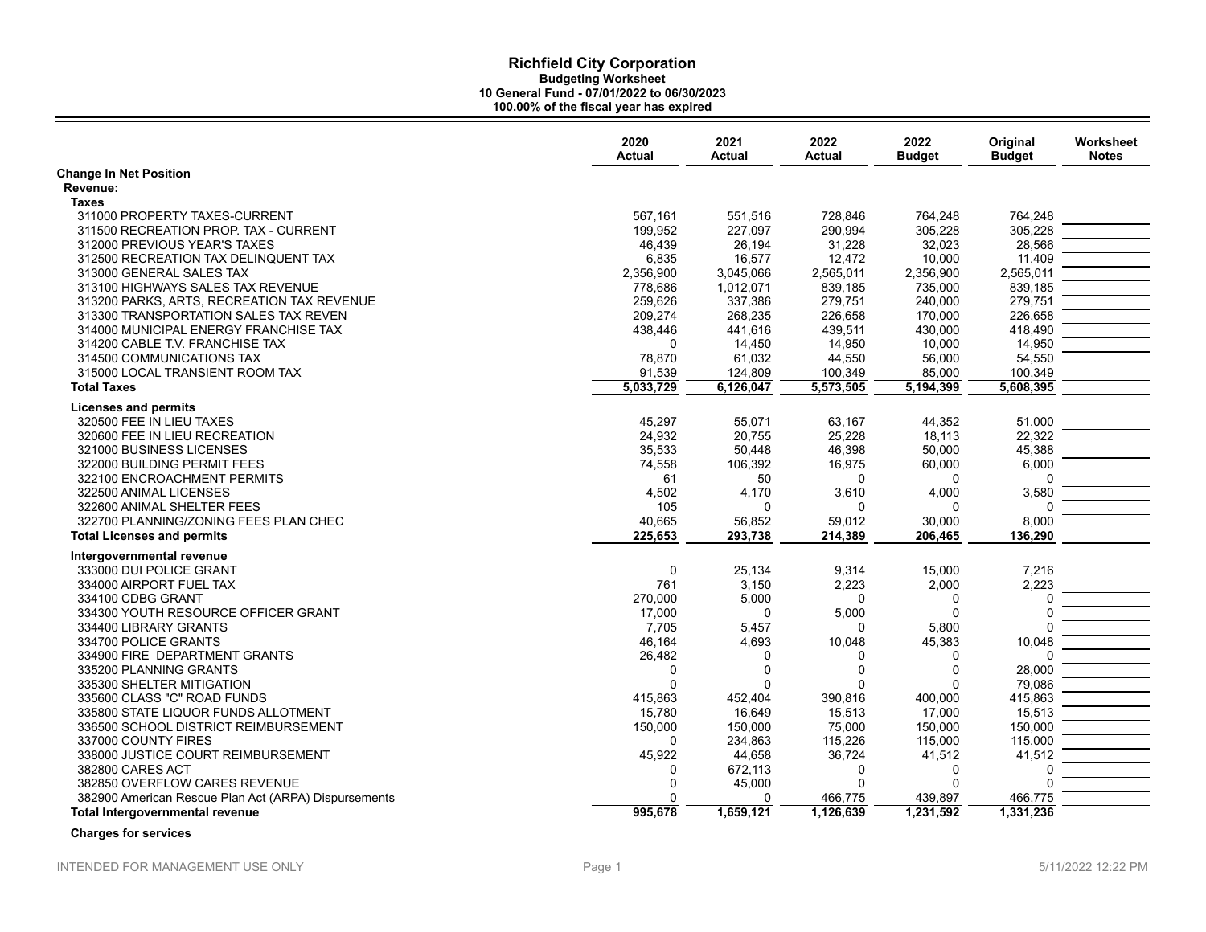# Richfield City Corporation

**Budgeting Worksheet**
**10 General Fund - 07/01/2022 to 06/30/2023**
**100.00% of the fiscal year has expired**

| | 2020 Actual | 2021 Actual | 2022 Actual | 2022 Budget | Original Budget | Worksheet Notes |
|---|---|---|---|---|---|---|
| **Change In Net Position** | | | | | | |
| **Revenue:** | | | | | | |
| **Taxes** | | | | | | |
| 311000 PROPERTY TAXES-CURRENT | 567,161 | 551,516 | 728,846 | 764,248 | 764,248 | |
| 311500 RECREATION PROP. TAX - CURRENT | 199,952 | 227,097 | 290,994 | 305,228 | 305,228 | |
| 312000 PREVIOUS YEAR'S TAXES | 46,439 | 26,194 | 31,228 | 32,023 | 28,566 | |
| 312500 RECREATION TAX DELINQUENT TAX | 6,835 | 16,577 | 12,472 | 10,000 | 11,409 | |
| 313000 GENERAL SALES TAX | 2,356,900 | 3,045,066 | 2,565,011 | 2,356,900 | 2,565,011 | |
| 313100 HIGHWAYS SALES TAX REVENUE | 778,686 | 1,012,071 | 839,185 | 735,000 | 839,185 | |
| 313200 PARKS, ARTS, RECREATION TAX REVENUE | 259,626 | 337,386 | 279,751 | 240,000 | 279,751 | |
| 313300 TRANSPORTATION SALES TAX REVEN | 209,274 | 268,235 | 226,658 | 170,000 | 226,658 | |
| 314000 MUNICIPAL ENERGY FRANCHISE TAX | 438,446 | 441,616 | 439,511 | 430,000 | 418,490 | |
| 314200 CABLE T.V. FRANCHISE TAX | 0 | 14,450 | 14,950 | 10,000 | 14,950 | |
| 314500 COMMUNICATIONS TAX | 78,870 | 61,032 | 44,550 | 56,000 | 54,550 | |
| 315000 LOCAL TRANSIENT ROOM TAX | 91,539 | 124,809 | 100,349 | 85,000 | 100,349 | |
| **Total Taxes** | **5,033,729** | **6,126,047** | **5,573,505** | **5,194,399** | **5,608,395** | |
| **Licenses and permits** | | | | | | |
| 320500 FEE IN LIEU TAXES | 45,297 | 55,071 | 63,167 | 44,352 | 51,000 | |
| 320600 FEE IN LIEU RECREATION | 24,932 | 20,755 | 25,228 | 18,113 | 22,322 | |
| 321000 BUSINESS LICENSES | 35,533 | 50,448 | 46,398 | 50,000 | 45,388 | |
| 322000 BUILDING PERMIT FEES | 74,558 | 106,392 | 16,975 | 60,000 | 6,000 | |
| 322100 ENCROACHMENT PERMITS | 61 | 50 | 0 | 0 | 0 | |
| 322500 ANIMAL LICENSES | 4,502 | 4,170 | 3,610 | 4,000 | 3,580 | |
| 322600 ANIMAL SHELTER FEES | 105 | 0 | 0 | 0 | 0 | |
| 322700 PLANNING/ZONING FEES PLAN CHEC | 40,665 | 56,852 | 59,012 | 30,000 | 8,000 | |
| **Total Licenses and permits** | **225,653** | **293,738** | **214,389** | **206,465** | **136,290** | |
| **Intergovernmental revenue** | | | | | | |
| 333000 DUI POLICE GRANT | 0 | 25,134 | 9,314 | 15,000 | 7,216 | |
| 334000 AIRPORT FUEL TAX | 761 | 3,150 | 2,223 | 2,000 | 2,223 | |
| 334100 CDBG GRANT | 270,000 | 5,000 | 0 | 0 | 0 | |
| 334300 YOUTH RESOURCE OFFICER GRANT | 17,000 | 0 | 5,000 | 0 | 0 | |
| 334400 LIBRARY GRANTS | 7,705 | 5,457 | 0 | 5,800 | 0 | |
| 334700 POLICE GRANTS | 46,164 | 4,693 | 10,048 | 45,383 | 10,048 | |
| 334900 FIRE DEPARTMENT GRANTS | 26,482 | 0 | 0 | 0 | 0 | |
| 335200 PLANNING GRANTS | 0 | 0 | 0 | 0 | 28,000 | |
| 335300 SHELTER MITIGATION | 0 | 0 | 0 | 0 | 79,086 | |
| 335600 CLASS "C" ROAD FUNDS | 415,863 | 452,404 | 390,816 | 400,000 | 415,863 | |
| 335800 STATE LIQUOR FUNDS ALLOTMENT | 15,780 | 16,649 | 15,513 | 17,000 | 15,513 | |
| 336500 SCHOOL DISTRICT REIMBURSEMENT | 150,000 | 150,000 | 75,000 | 150,000 | 150,000 | |
| 337000 COUNTY FIRES | 0 | 234,863 | 115,226 | 115,000 | 115,000 | |
| 338000 JUSTICE COURT REIMBURSEMENT | 45,922 | 44,658 | 36,724 | 41,512 | 41,512 | |
| 382800 CARES ACT | 0 | 672,113 | 0 | 0 | 0 | |
| 382850 OVERFLOW CARES REVENUE | 0 | 45,000 | 0 | 0 | 0 | |
| 382900 American Rescue Plan Act (ARPA) Dispursements | 0 | 0 | 466,775 | 439,897 | 466,775 | |
| **Total Intergovernmental revenue** | **995,678** | **1,659,121** | **1,126,639** | **1,231,592** | **1,331,236** | |
| **Charges for services** | | | | | | |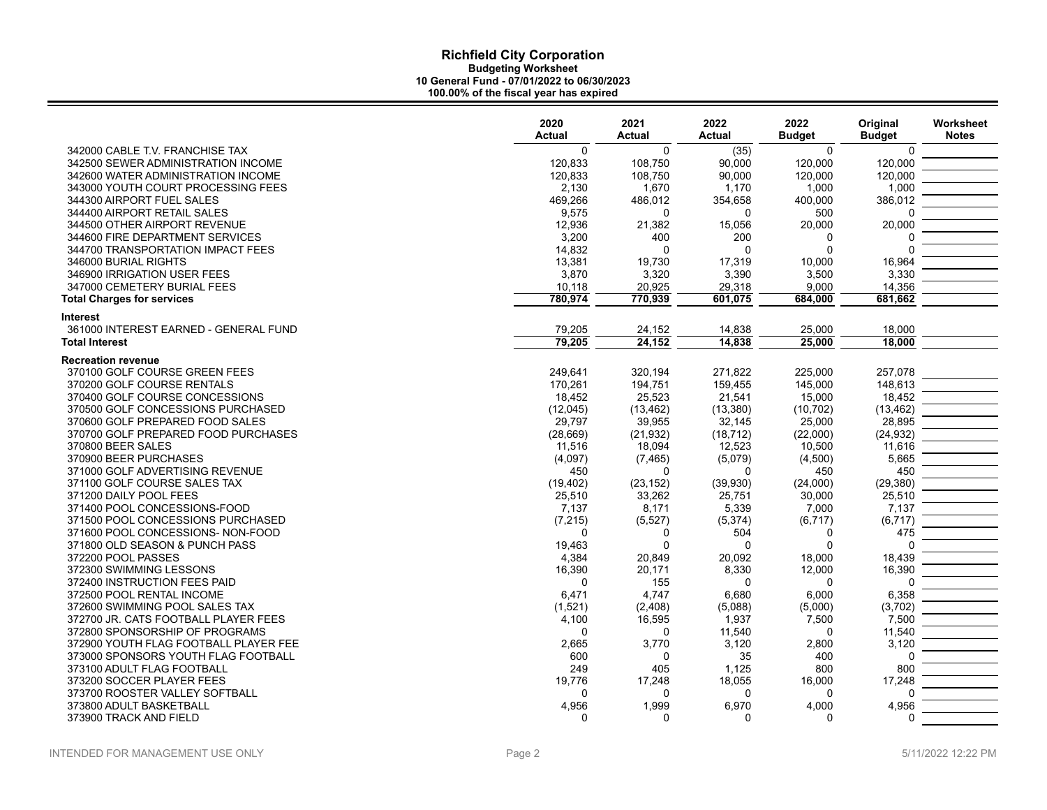# Richfield City Corporation

**Budgeting Worksheet**
**10 General Fund - 07/01/2022 to 06/30/2023**
**100.00% of the fiscal year has expired**

| | 2020 Actual | 2021 Actual | 2022 Actual | 2022 Budget | Original Budget | Worksheet Notes |
|---|---|---|---|---|---|---|
| 342000 CABLE T.V. FRANCHISE TAX | 0 | 0 | (35) | 0 | 0 | |
| 342500 SEWER ADMINISTRATION INCOME | 120,833 | 108,750 | 90,000 | 120,000 | 120,000 | |
| 342600 WATER ADMINISTRATION INCOME | 120,833 | 108,750 | 90,000 | 120,000 | 120,000 | |
| 343000 YOUTH COURT PROCESSING FEES | 2,130 | 1,670 | 1,170 | 1,000 | 1,000 | |
| 344300 AIRPORT FUEL SALES | 469,266 | 486,012 | 354,658 | 400,000 | 386,012 | |
| 344400 AIRPORT RETAIL SALES | 9,575 | 0 | 0 | 500 | 0 | |
| 344500 OTHER AIRPORT REVENUE | 12,936 | 21,382 | 15,056 | 20,000 | 20,000 | |
| 344600 FIRE DEPARTMENT SERVICES | 3,200 | 400 | 200 | 0 | 0 | |
| 344700 TRANSPORTATION IMPACT FEES | 14,832 | 0 | 0 | 0 | 0 | |
| 346000 BURIAL RIGHTS | 13,381 | 19,730 | 17,319 | 10,000 | 16,964 | |
| 346900 IRRIGATION USER FEES | 3,870 | 3,320 | 3,390 | 3,500 | 3,330 | |
| 347000 CEMETERY BURIAL FEES | 10,118 | 20,925 | 29,318 | 9,000 | 14,356 | |
| **Total Charges for services** | **780,974** | **770,939** | **601,075** | **684,000** | **681,662** | |
| **Interest** | | | | | | |
| 361000 INTEREST EARNED - GENERAL FUND | 79,205 | 24,152 | 14,838 | 25,000 | 18,000 | |
| **Total Interest** | **79,205** | **24,152** | **14,838** | **25,000** | **18,000** | |
| **Recreation revenue** | | | | | | |
| 370100 GOLF COURSE GREEN FEES | 249,641 | 320,194 | 271,822 | 225,000 | 257,078 | |
| 370200 GOLF COURSE RENTALS | 170,261 | 194,751 | 159,455 | 145,000 | 148,613 | |
| 370400 GOLF COURSE CONCESSIONS | 18,452 | 25,523 | 21,541 | 15,000 | 18,452 | |
| 370500 GOLF CONCESSIONS PURCHASED | (12,045) | (13,462) | (13,380) | (10,702) | (13,462) | |
| 370600 GOLF PREPARED FOOD SALES | 29,797 | 39,955 | 32,145 | 25,000 | 28,895 | |
| 370700 GOLF PREPARED FOOD PURCHASES | (28,669) | (21,932) | (18,712) | (22,000) | (24,932) | |
| 370800 BEER SALES | 11,516 | 18,094 | 12,523 | 10,500 | 11,616 | |
| 370900 BEER PURCHASES | (4,097) | (7,465) | (5,079) | (4,500) | 5,665 | |
| 371000 GOLF ADVERTISING REVENUE | 450 | 0 | 0 | 450 | 450 | |
| 371100 GOLF COURSE SALES TAX | (19,402) | (23,152) | (39,930) | (24,000) | (29,380) | |
| 371200 DAILY POOL FEES | 25,510 | 33,262 | 25,751 | 30,000 | 25,510 | |
| 371400 POOL CONCESSIONS-FOOD | 7,137 | 8,171 | 5,339 | 7,000 | 7,137 | |
| 371500 POOL CONCESSIONS PURCHASED | (7,215) | (5,527) | (5,374) | (6,717) | (6,717) | |
| 371600 POOL CONCESSIONS- NON-FOOD | 0 | 0 | 504 | 0 | 475 | |
| 371800 OLD SEASON & PUNCH PASS | 19,463 | 0 | 0 | 0 | 0 | |
| 372200 POOL PASSES | 4,384 | 20,849 | 20,092 | 18,000 | 18,439 | |
| 372300 SWIMMING LESSONS | 16,390 | 20,171 | 8,330 | 12,000 | 16,390 | |
| 372400 INSTRUCTION FEES PAID | 0 | 155 | 0 | 0 | 0 | |
| 372500 POOL RENTAL INCOME | 6,471 | 4,747 | 6,680 | 6,000 | 6,358 | |
| 372600 SWIMMING POOL SALES TAX | (1,521) | (2,408) | (5,088) | (5,000) | (3,702) | |
| 372700 JR. CATS FOOTBALL PLAYER FEES | 4,100 | 16,595 | 1,937 | 7,500 | 7,500 | |
| 372800 SPONSORSHIP OF PROGRAMS | 0 | 0 | 11,540 | 0 | 11,540 | |
| 372900 YOUTH FLAG FOOTBALL PLAYER FEE | 2,665 | 3,770 | 3,120 | 2,800 | 3,120 | |
| 373000 SPONSORS YOUTH FLAG FOOTBALL | 600 | 0 | 35 | 400 | 0 | |
| 373100 ADULT FLAG FOOTBALL | 249 | 405 | 1,125 | 800 | 800 | |
| 373200 SOCCER PLAYER FEES | 19,776 | 17,248 | 18,055 | 16,000 | 17,248 | |
| 373700 ROOSTER VALLEY SOFTBALL | 0 | 0 | 0 | 0 | 0 | |
| 373800 ADULT BASKETBALL | 4,956 | 1,999 | 6,970 | 4,000 | 4,956 | |
| 373900 TRACK AND FIELD | 0 | 0 | 0 | 0 | 0 | |

INTENDED FOR MANAGEMENT USE ONLY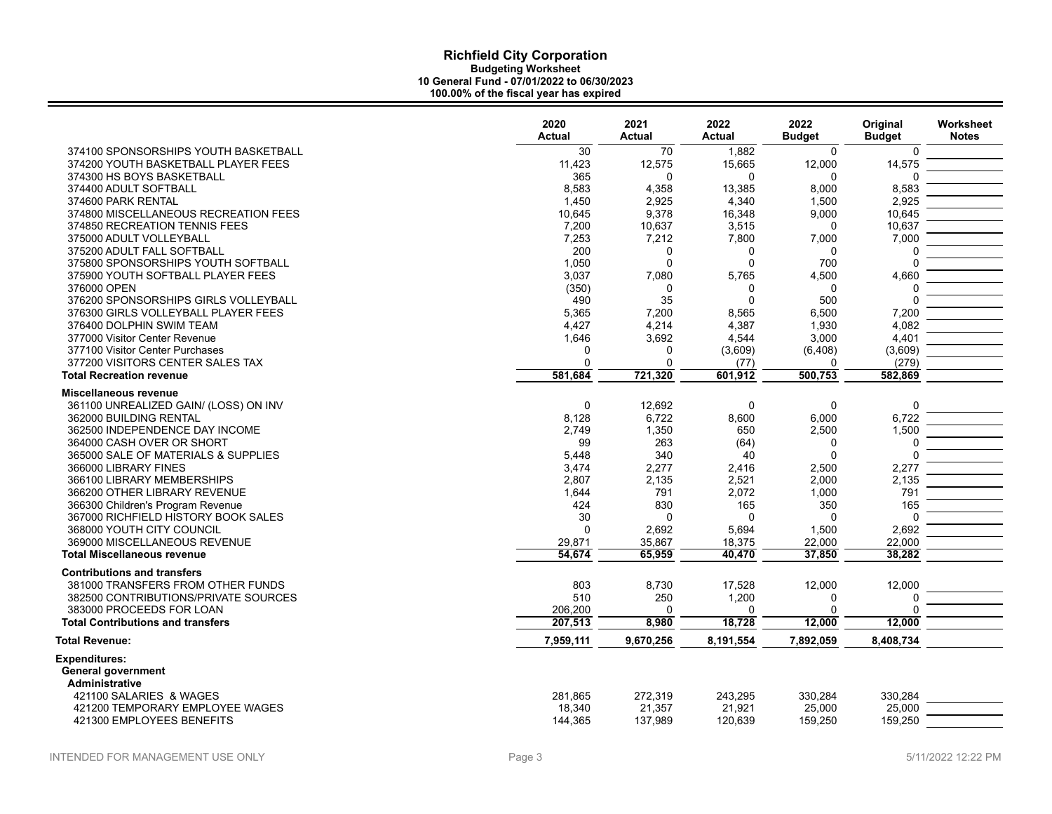# Richfield City Corporation

**Budgeting Worksheet**
**10 General Fund - 07/01/2022 to 06/30/2023**
**100.00% of the fiscal year has expired**

| | 2020 Actual | 2021 Actual | 2022 Actual | 2022 Budget | Original Budget | Worksheet Notes |
|---|---|---|---|---|---|---|
| 374100 SPONSORSHIPS YOUTH BASKETBALL | 30 | 70 | 1,882 | 0 | 0 | |
| 374200 YOUTH BASKETBALL PLAYER FEES | 11,423 | 12,575 | 15,665 | 12,000 | 14,575 | |
| 374300 HS BOYS BASKETBALL | 365 | 0 | 0 | 0 | 0 | |
| 374400 ADULT SOFTBALL | 8,583 | 4,358 | 13,385 | 8,000 | 8,583 | |
| 374600 PARK RENTAL | 1,450 | 2,925 | 4,340 | 1,500 | 2,925 | |
| 374800 MISCELLANEOUS RECREATION FEES | 10,645 | 9,378 | 16,348 | 9,000 | 10,645 | |
| 374850 RECREATION TENNIS FEES | 7,200 | 10,637 | 3,515 | 0 | 10,637 | |
| 375000 ADULT VOLLEYBALL | 7,253 | 7,212 | 7,800 | 7,000 | 7,000 | |
| 375200 ADULT FALL SOFTBALL | 200 | 0 | 0 | 0 | 0 | |
| 375800 SPONSORSHIPS YOUTH SOFTBALL | 1,050 | 0 | 0 | 700 | 0 | |
| 375900 YOUTH SOFTBALL PLAYER FEES | 3,037 | 7,080 | 5,765 | 4,500 | 4,660 | |
| 376000 OPEN | (350) | 0 | 0 | 0 | 0 | |
| 376200 SPONSORSHIPS GIRLS VOLLEYBALL | 490 | 35 | 0 | 500 | 0 | |
| 376300 GIRLS VOLLEYBALL PLAYER FEES | 5,365 | 7,200 | 8,565 | 6,500 | 7,200 | |
| 376400 DOLPHIN SWIM TEAM | 4,427 | 4,214 | 4,387 | 1,930 | 4,082 | |
| 377000 Visitor Center Revenue | 1,646 | 3,692 | 4,544 | 3,000 | 4,401 | |
| 377100 Visitor Center Purchases | 0 | 0 | (3,609) | (6,408) | (3,609) | |
| 377200 VISITORS CENTER SALES TAX | 0 | 0 | (77) | 0 | (279) | |
| **Total Recreation revenue** | **581,684** | **721,320** | **601,912** | **500,753** | **582,869** | |
| **Miscellaneous revenue** | | | | | | |
| 361100 UNREALIZED GAIN/ (LOSS) ON INV | 0 | 12,692 | 0 | 0 | 0 | |
| 362000 BUILDING RENTAL | 8,128 | 6,722 | 8,600 | 6,000 | 6,722 | |
| 362500 INDEPENDENCE DAY INCOME | 2,749 | 1,350 | 650 | 2,500 | 1,500 | |
| 364000 CASH OVER OR SHORT | 99 | 263 | (64) | 0 | 0 | |
| 365000 SALE OF MATERIALS & SUPPLIES | 5,448 | 340 | 40 | 0 | 0 | |
| 366000 LIBRARY FINES | 3,474 | 2,277 | 2,416 | 2,500 | 2,277 | |
| 366100 LIBRARY MEMBERSHIPS | 2,807 | 2,135 | 2,521 | 2,000 | 2,135 | |
| 366200 OTHER LIBRARY REVENUE | 1,644 | 791 | 2,072 | 1,000 | 791 | |
| 366300 Children's Program Revenue | 424 | 830 | 165 | 350 | 165 | |
| 367000 RICHFIELD HISTORY BOOK SALES | 30 | 0 | 0 | 0 | 0 | |
| 368000 YOUTH CITY COUNCIL | 0 | 2,692 | 5,694 | 1,500 | 2,692 | |
| 369000 MISCELLANEOUS REVENUE | 29,871 | 35,867 | 18,375 | 22,000 | 22,000 | |
| **Total Miscellaneous revenue** | **54,674** | **65,959** | **40,470** | **37,850** | **38,282** | |
| **Contributions and transfers** | | | | | | |
| 381000 TRANSFERS FROM OTHER FUNDS | 803 | 8,730 | 17,528 | 12,000 | 12,000 | |
| 382500 CONTRIBUTIONS/PRIVATE SOURCES | 510 | 250 | 1,200 | 0 | 0 | |
| 383000 PROCEEDS FOR LOAN | 206,200 | 0 | 0 | 0 | 0 | |
| **Total Contributions and transfers** | **207,513** | **8,980** | **18,728** | **12,000** | **12,000** | |
| **Total Revenue:** | **7,959,111** | **9,670,256** | **8,191,554** | **7,892,059** | **8,408,734** | |
| **Expenditures:** | | | | | | |
| **General government** | | | | | | |
| **Administrative** | | | | | | |
| 421100 SALARIES & WAGES | 281,865 | 272,319 | 243,295 | 330,284 | 330,284 | |
| 421200 TEMPORARY EMPLOYEE WAGES | 18,340 | 21,357 | 21,921 | 25,000 | 25,000 | |
| 421300 EMPLOYEES BENEFITS | 144,365 | 137,989 | 120,639 | 159,250 | 159,250 | |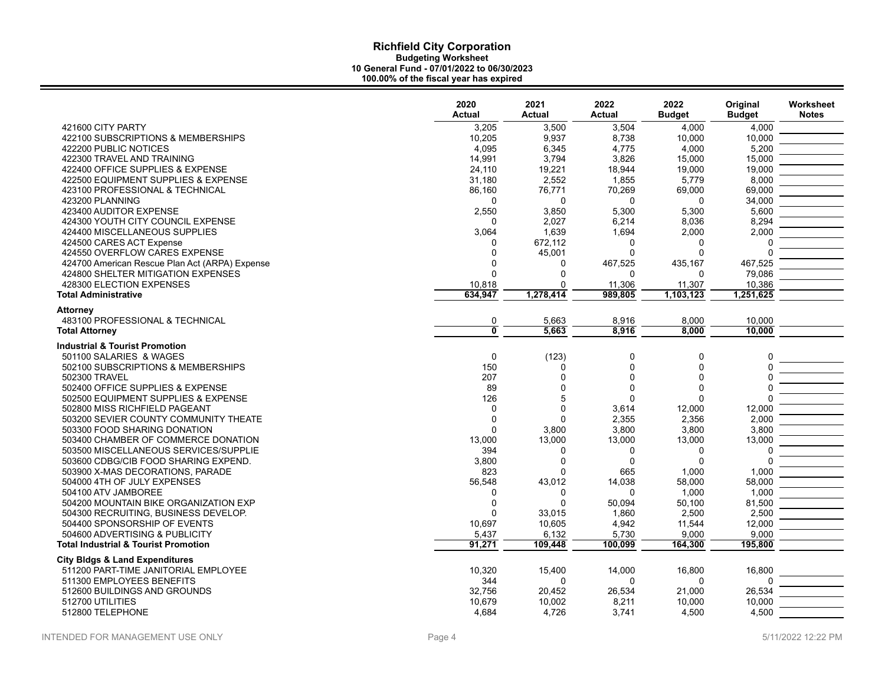# Richfield City Corporation

**Budgeting Worksheet**
**10 General Fund - 07/01/2022 to 06/30/2023**
**100.00% of the fiscal year has expired**

| | 2020 Actual | 2021 Actual | 2022 Actual | 2022 Budget | Original Budget | Worksheet Notes |
|---|---|---|---|---|---|---|
| 421600 CITY PARTY | 3,205 | 3,500 | 3,504 | 4,000 | 4,000 | |
| 422100 SUBSCRIPTIONS & MEMBERSHIPS | 10,205 | 9,937 | 8,738 | 10,000 | 10,000 | |
| 422200 PUBLIC NOTICES | 4,095 | 6,345 | 4,775 | 4,000 | 5,200 | |
| 422300 TRAVEL AND TRAINING | 14,991 | 3,794 | 3,826 | 15,000 | 15,000 | |
| 422400 OFFICE SUPPLIES & EXPENSE | 24,110 | 19,221 | 18,944 | 19,000 | 19,000 | |
| 422500 EQUIPMENT SUPPLIES & EXPENSE | 31,180 | 2,552 | 1,855 | 5,779 | 8,000 | |
| 423100 PROFESSIONAL & TECHNICAL | 86,160 | 76,771 | 70,269 | 69,000 | 69,000 | |
| 423200 PLANNING | 0 | 0 | 0 | 0 | 34,000 | |
| 423400 AUDITOR EXPENSE | 2,550 | 3,850 | 5,300 | 5,300 | 5,600 | |
| 424300 YOUTH CITY COUNCIL EXPENSE | 0 | 2,027 | 6,214 | 8,036 | 8,294 | |
| 424400 MISCELLANEOUS SUPPLIES | 3,064 | 1,639 | 1,694 | 2,000 | 2,000 | |
| 424500 CARES ACT Expense | 0 | 672,112 | 0 | 0 | 0 | |
| 424550 OVERFLOW CARES EXPENSE | 0 | 45,001 | 0 | 0 | 0 | |
| 424700 American Rescue Plan Act (ARPA) Expense | 0 | 0 | 467,525 | 435,167 | 467,525 | |
| 424800 SHELTER MITIGATION EXPENSES | 0 | 0 | 0 | 0 | 79,086 | |
| 428300 ELECTION EXPENSES | 10,818 | 0 | 11,306 | 11,307 | 10,386 | |
| **Total Administrative** | **634,947** | **1,278,414** | **989,805** | **1,103,123** | **1,251,625** | |
| **Attorney** | | | | | | |
| 483100 PROFESSIONAL & TECHNICAL | 0 | 5,663 | 8,916 | 8,000 | 10,000 | |
| **Total Attorney** | **0** | **5,663** | **8,916** | **8,000** | **10,000** | |
| **Industrial & Tourist Promotion** | | | | | | |
| 501100 SALARIES & WAGES | 0 | (123) | 0 | 0 | 0 | |
| 502100 SUBSCRIPTIONS & MEMBERSHIPS | 150 | 0 | 0 | 0 | 0 | |
| 502300 TRAVEL | 207 | 0 | 0 | 0 | 0 | |
| 502400 OFFICE SUPPLIES & EXPENSE | 89 | 0 | 0 | 0 | 0 | |
| 502500 EQUIPMENT SUPPLIES & EXPENSE | 126 | 5 | 0 | 0 | 0 | |
| 502800 MISS RICHFIELD PAGEANT | 0 | 0 | 3,614 | 12,000 | 12,000 | |
| 503200 SEVIER COUNTY COMMUNITY THEATE | 0 | 0 | 2,355 | 2,356 | 2,000 | |
| 503300 FOOD SHARING DONATION | 0 | 3,800 | 3,800 | 3,800 | 3,800 | |
| 503400 CHAMBER OF COMMERCE DONATION | 13,000 | 13,000 | 13,000 | 13,000 | 13,000 | |
| 503500 MISCELLANEOUS SERVICES/SUPPLIE | 394 | 0 | 0 | 0 | 0 | |
| 503600 CDBG/CIB FOOD SHARING EXPEND. | 3,800 | 0 | 0 | 0 | 0 | |
| 503900 X-MAS DECORATIONS, PARADE | 823 | 0 | 665 | 1,000 | 1,000 | |
| 504000 4TH OF JULY EXPENSES | 56,548 | 43,012 | 14,038 | 58,000 | 58,000 | |
| 504100 ATV JAMBOREE | 0 | 0 | 0 | 1,000 | 1,000 | |
| 504200 MOUNTAIN BIKE ORGANIZATION EXP | 0 | 0 | 50,094 | 50,100 | 81,500 | |
| 504300 RECRUITING, BUSINESS DEVELOP. | 0 | 33,015 | 1,860 | 2,500 | 2,500 | |
| 504400 SPONSORSHIP OF EVENTS | 10,697 | 10,605 | 4,942 | 11,544 | 12,000 | |
| 504600 ADVERTISING & PUBLICITY | 5,437 | 6,132 | 5,730 | 9,000 | 9,000 | |
| **Total Industrial & Tourist Promotion** | **91,271** | **109,448** | **100,099** | **164,300** | **195,800** | |
| **City Bldgs & Land Expenditures** | | | | | | |
| 511200 PART-TIME JANITORIAL EMPLOYEE | 10,320 | 15,400 | 14,000 | 16,800 | 16,800 | |
| 511300 EMPLOYEES BENEFITS | 344 | 0 | 0 | 0 | 0 | |
| 512600 BUILDINGS AND GROUNDS | 32,756 | 20,452 | 26,534 | 21,000 | 26,534 | |
| 512700 UTILITIES | 10,679 | 10,002 | 8,211 | 10,000 | 10,000 | |
| 512800 TELEPHONE | 4,684 | 4,726 | 3,741 | 4,500 | 4,500 | |

INTENDED FOR MANAGEMENT USE ONLY

5/11/2022 12:22 PM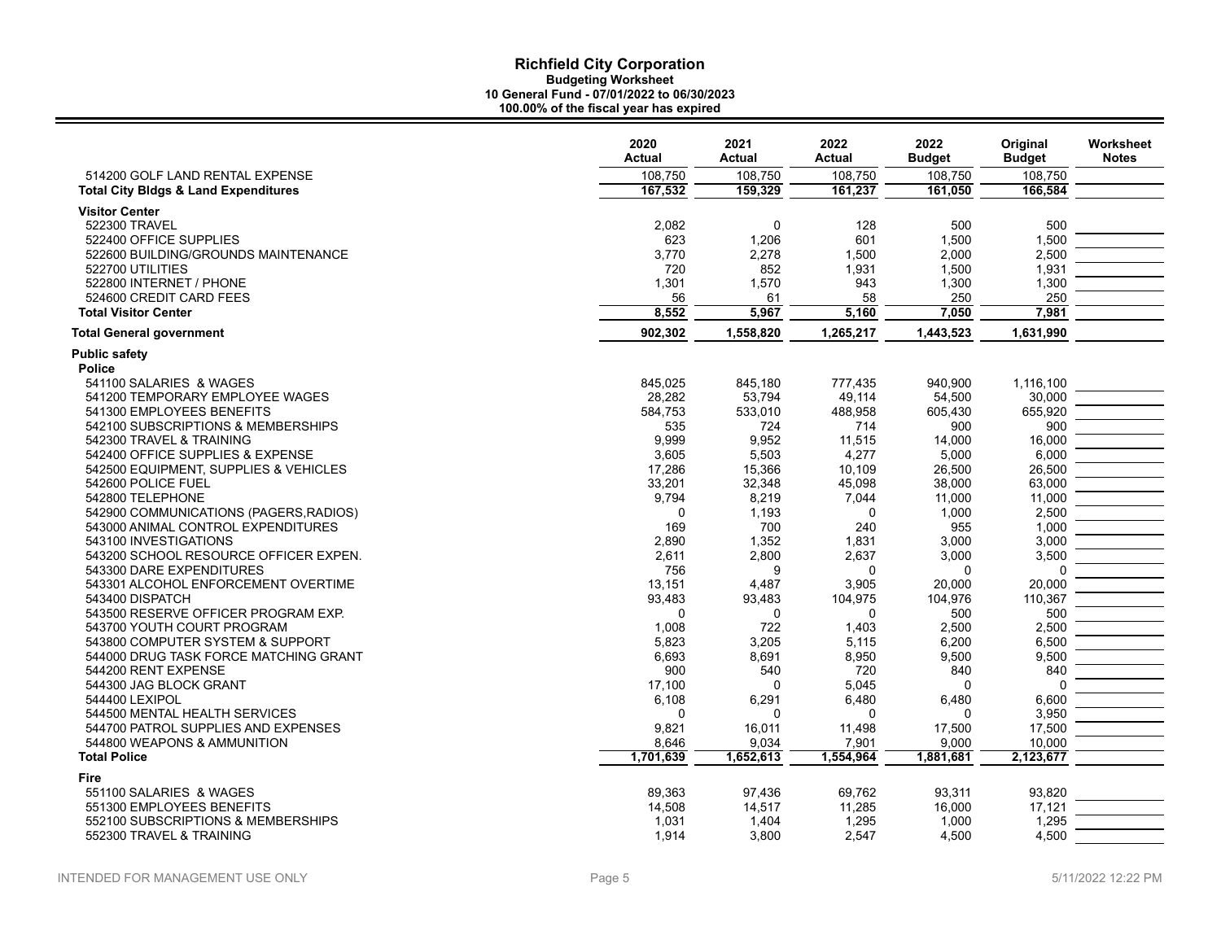# Richfield City Corporation

**Budgeting Worksheet**
**10 General Fund - 07/01/2022 to 06/30/2023**
**100.00% of the fiscal year has expired**

| | 2020 Actual | 2021 Actual | 2022 Actual | 2022 Budget | Original Budget | Worksheet Notes |
|---|---|---|---|---|---|---|
| 514200 GOLF LAND RENTAL EXPENSE | 108,750 | 108,750 | 108,750 | 108,750 | 108,750 | |
| **Total City Bldgs & Land Expenditures** | **167,532** | **159,329** | **161,237** | **161,050** | **166,584** | |
| **Visitor Center** | | | | | | |
| 522300 TRAVEL | 2,082 | 0 | 128 | 500 | 500 | |
| 522400 OFFICE SUPPLIES | 623 | 1,206 | 601 | 1,500 | 1,500 | |
| 522600 BUILDING/GROUNDS MAINTENANCE | 3,770 | 2,278 | 1,500 | 2,000 | 2,500 | |
| 522700 UTILITIES | 720 | 852 | 1,931 | 1,500 | 1,931 | |
| 522800 INTERNET / PHONE | 1,301 | 1,570 | 943 | 1,300 | 1,300 | |
| 524600 CREDIT CARD FEES | 56 | 61 | 58 | 250 | 250 | |
| **Total Visitor Center** | **8,552** | **5,967** | **5,160** | **7,050** | **7,981** | |
| **Total General government** | **902,302** | **1,558,820** | **1,265,217** | **1,443,523** | **1,631,990** | |
| **Public safety** | | | | | | |
| **Police** | | | | | | |
| 541100 SALARIES & WAGES | 845,025 | 845,180 | 777,435 | 940,900 | 1,116,100 | |
| 541200 TEMPORARY EMPLOYEE WAGES | 28,282 | 53,794 | 49,114 | 54,500 | 30,000 | |
| 541300 EMPLOYEES BENEFITS | 584,753 | 533,010 | 488,958 | 605,430 | 655,920 | |
| 542100 SUBSCRIPTIONS & MEMBERSHIPS | 535 | 724 | 714 | 900 | 900 | |
| 542300 TRAVEL & TRAINING | 9,999 | 9,952 | 11,515 | 14,000 | 16,000 | |
| 542400 OFFICE SUPPLIES & EXPENSE | 3,605 | 5,503 | 4,277 | 5,000 | 6,000 | |
| 542500 EQUIPMENT, SUPPLIES & VEHICLES | 17,286 | 15,366 | 10,109 | 26,500 | 26,500 | |
| 542600 POLICE FUEL | 33,201 | 32,348 | 45,098 | 38,000 | 63,000 | |
| 542800 TELEPHONE | 9,794 | 8,219 | 7,044 | 11,000 | 11,000 | |
| 542900 COMMUNICATIONS (PAGERS,RADIOS) | 0 | 1,193 | 0 | 1,000 | 2,500 | |
| 543000 ANIMAL CONTROL EXPENDITURES | 169 | 700 | 240 | 955 | 1,000 | |
| 543100 INVESTIGATIONS | 2,890 | 1,352 | 1,831 | 3,000 | 3,000 | |
| 543200 SCHOOL RESOURCE OFFICER EXPEN. | 2,611 | 2,800 | 2,637 | 3,000 | 3,500 | |
| 543300 DARE EXPENDITURES | 756 | 9 | 0 | 0 | 0 | |
| 543301 ALCOHOL ENFORCEMENT OVERTIME | 13,151 | 4,487 | 3,905 | 20,000 | 20,000 | |
| 543400 DISPATCH | 93,483 | 93,483 | 104,975 | 104,976 | 110,367 | |
| 543500 RESERVE OFFICER PROGRAM EXP. | 0 | 0 | 0 | 500 | 500 | |
| 543700 YOUTH COURT PROGRAM | 1,008 | 722 | 1,403 | 2,500 | 2,500 | |
| 543800 COMPUTER SYSTEM & SUPPORT | 5,823 | 3,205 | 5,115 | 6,200 | 6,500 | |
| 544000 DRUG TASK FORCE MATCHING GRANT | 6,693 | 8,691 | 8,950 | 9,500 | 9,500 | |
| 544200 RENT EXPENSE | 900 | 540 | 720 | 840 | 840 | |
| 544300 JAG BLOCK GRANT | 17,100 | 0 | 5,045 | 0 | 0 | |
| 544400 LEXIPOL | 6,108 | 6,291 | 6,480 | 6,480 | 6,600 | |
| 544500 MENTAL HEALTH SERVICES | 0 | 0 | 0 | 0 | 3,950 | |
| 544700 PATROL SUPPLIES AND EXPENSES | 9,821 | 16,011 | 11,498 | 17,500 | 17,500 | |
| 544800 WEAPONS & AMMUNITION | 8,646 | 9,034 | 7,901 | 9,000 | 10,000 | |
| **Total Police** | **1,701,639** | **1,652,613** | **1,554,964** | **1,881,681** | **2,123,677** | |
| **Fire** | | | | | | |
| 551100 SALARIES & WAGES | 89,363 | 97,436 | 69,762 | 93,311 | 93,820 | |
| 551300 EMPLOYEES BENEFITS | 14,508 | 14,517 | 11,285 | 16,000 | 17,121 | |
| 552100 SUBSCRIPTIONS & MEMBERSHIPS | 1,031 | 1,404 | 1,295 | 1,000 | 1,295 | |
| 552300 TRAVEL & TRAINING | 1,914 | 3,800 | 2,547 | 4,500 | 4,500 | |

INTENDED FOR MANAGEMENT USE ONLY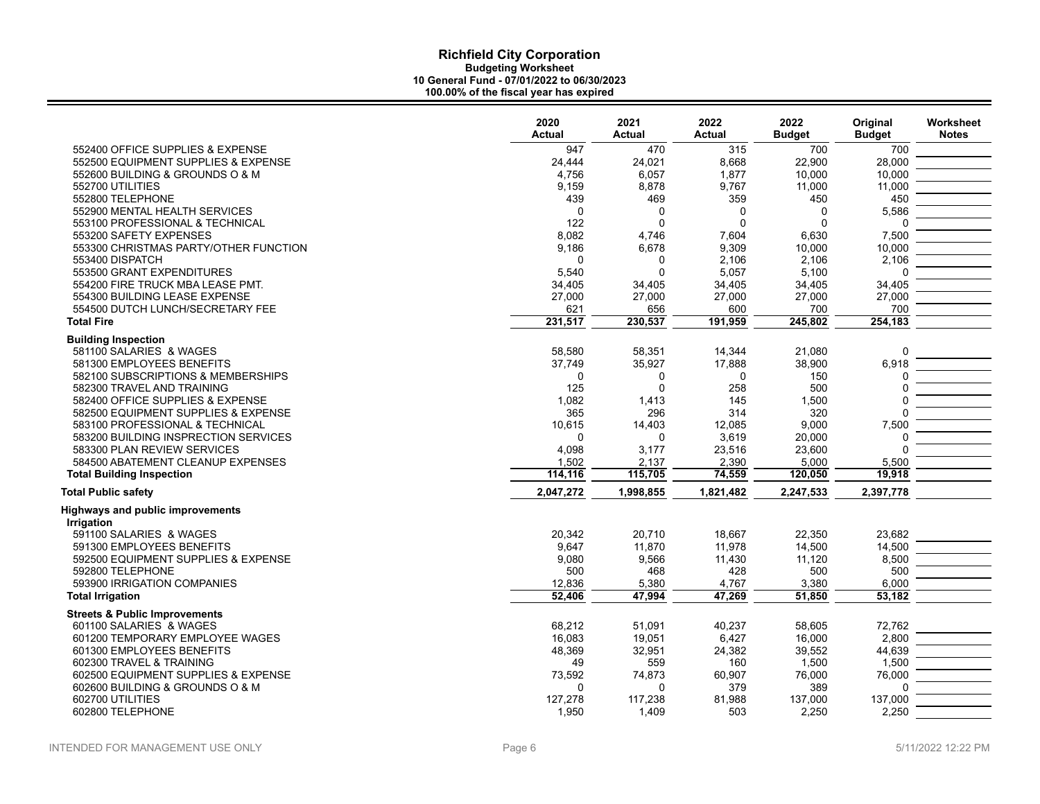# Richfield City Corporation

**Budgeting Worksheet**
**10 General Fund - 07/01/2022 to 06/30/2023**
**100.00% of the fiscal year has expired**

| | 2020 Actual | 2021 Actual | 2022 Actual | 2022 Budget | Original Budget | Worksheet Notes |
|---|---|---|---|---|---|---|
| 552400 OFFICE SUPPLIES & EXPENSE | 947 | 470 | 315 | 700 | 700 | |
| 552500 EQUIPMENT SUPPLIES & EXPENSE | 24,444 | 24,021 | 8,668 | 22,900 | 28,000 | |
| 552600 BUILDING & GROUNDS O & M | 4,756 | 6,057 | 1,877 | 10,000 | 10,000 | |
| 552700 UTILITIES | 9,159 | 8,878 | 9,767 | 11,000 | 11,000 | |
| 552800 TELEPHONE | 439 | 469 | 359 | 450 | 450 | |
| 552900 MENTAL HEALTH SERVICES | 0 | 0 | 0 | 0 | 5,586 | |
| 553100 PROFESSIONAL & TECHNICAL | 122 | 0 | 0 | 0 | 0 | |
| 553200 SAFETY EXPENSES | 8,082 | 4,746 | 7,604 | 6,630 | 7,500 | |
| 553300 CHRISTMAS PARTY/OTHER FUNCTION | 9,186 | 6,678 | 9,309 | 10,000 | 10,000 | |
| 553400 DISPATCH | 0 | 0 | 2,106 | 2,106 | 2,106 | |
| 553500 GRANT EXPENDITURES | 5,540 | 0 | 5,057 | 5,100 | 0 | |
| 554200 FIRE TRUCK MBA LEASE PMT. | 34,405 | 34,405 | 34,405 | 34,405 | 34,405 | |
| 554300 BUILDING LEASE EXPENSE | 27,000 | 27,000 | 27,000 | 27,000 | 27,000 | |
| 554500 DUTCH LUNCH/SECRETARY FEE | 621 | 656 | 600 | 700 | 700 | |
| **Total Fire** | **231,517** | **230,537** | **191,959** | **245,802** | **254,183** | |
| **Building Inspection** | | | | | | |
| 581100 SALARIES & WAGES | 58,580 | 58,351 | 14,344 | 21,080 | 0 | |
| 581300 EMPLOYEES BENEFITS | 37,749 | 35,927 | 17,888 | 38,900 | 6,918 | |
| 582100 SUBSCRIPTIONS & MEMBERSHIPS | 0 | 0 | 0 | 150 | 0 | |
| 582300 TRAVEL AND TRAINING | 125 | 0 | 258 | 500 | 0 | |
| 582400 OFFICE SUPPLIES & EXPENSE | 1,082 | 1,413 | 145 | 1,500 | 0 | |
| 582500 EQUIPMENT SUPPLIES & EXPENSE | 365 | 296 | 314 | 320 | 0 | |
| 583100 PROFESSIONAL & TECHNICAL | 10,615 | 14,403 | 12,085 | 9,000 | 7,500 | |
| 583200 BUILDING INSPECTION SERVICES | 0 | 0 | 3,619 | 20,000 | 0 | |
| 583300 PLAN REVIEW SERVICES | 4,098 | 3,177 | 23,516 | 23,600 | 0 | |
| 584500 ABATEMENT CLEANUP EXPENSES | 1,502 | 2,137 | 2,390 | 5,000 | 5,500 | |
| **Total Building Inspection** | **114,116** | **115,705** | **74,559** | **120,050** | **19,918** | |
| **Total Public safety** | **2,047,272** | **1,998,855** | **1,821,482** | **2,247,533** | **2,397,778** | |
| **Highways and public improvements** | | | | | | |
| **Irrigation** | | | | | | |
| 591100 SALARIES & WAGES | 20,342 | 20,710 | 18,667 | 22,350 | 23,682 | |
| 591300 EMPLOYEES BENEFITS | 9,647 | 11,870 | 11,978 | 14,500 | 14,500 | |
| 592500 EQUIPMENT SUPPLIES & EXPENSE | 9,080 | 9,566 | 11,430 | 11,120 | 8,500 | |
| 592800 TELEPHONE | 500 | 468 | 428 | 500 | 500 | |
| 593900 IRRIGATION COMPANIES | 12,836 | 5,380 | 4,767 | 3,380 | 6,000 | |
| **Total Irrigation** | **52,406** | **47,994** | **47,269** | **51,850** | **53,182** | |
| **Streets & Public Improvements** | | | | | | |
| 601100 SALARIES & WAGES | 68,212 | 51,091 | 40,237 | 58,605 | 72,762 | |
| 601200 TEMPORARY EMPLOYEE WAGES | 16,083 | 19,051 | 6,427 | 16,000 | 2,800 | |
| 601300 EMPLOYEES BENEFITS | 48,369 | 32,951 | 24,382 | 39,552 | 44,639 | |
| 602300 TRAVEL & TRAINING | 49 | 559 | 160 | 1,500 | 1,500 | |
| 602500 EQUIPMENT SUPPLIES & EXPENSE | 73,592 | 74,873 | 60,907 | 76,000 | 76,000 | |
| 602600 BUILDING & GROUNDS O & M | 0 | 0 | 379 | 389 | 0 | |
| 602700 UTILITIES | 127,278 | 117,238 | 81,988 | 137,000 | 137,000 | |
| 602800 TELEPHONE | 1,950 | 1,409 | 503 | 2,250 | 2,250 | |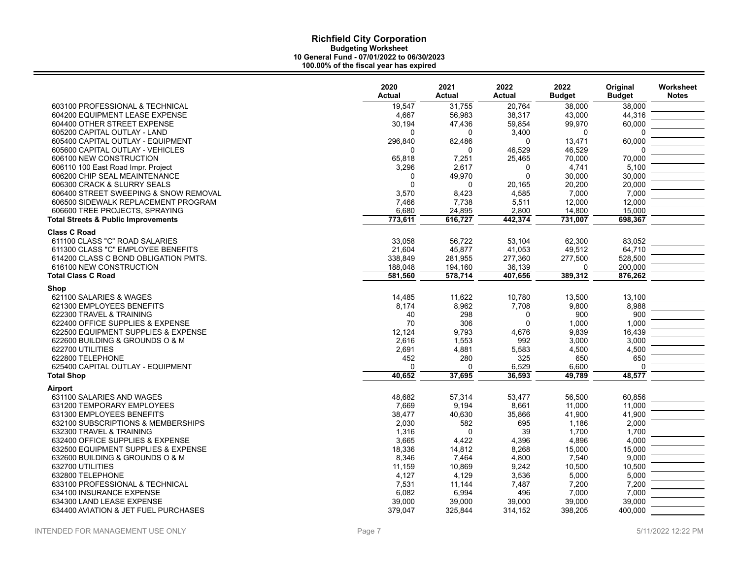# Richfield City Corporation

**Budgeting Worksheet**
**10 General Fund - 07/01/2022 to 06/30/2023**
**100.00% of the fiscal year has expired**

| | 2020 Actual | 2021 Actual | 2022 Actual | 2022 Budget | Original Budget | Worksheet Notes |
|---|---|---|---|---|---|---|
| 603100 PROFESSIONAL & TECHNICAL | 19,547 | 31,755 | 20,764 | 38,000 | 38,000 | |
| 604200 EQUIPMENT LEASE EXPENSE | 4,667 | 56,983 | 38,317 | 43,000 | 44,316 | |
| 604400 OTHER STREET EXPENSE | 30,194 | 47,436 | 59,854 | 99,970 | 60,000 | |
| 605200 CAPITAL OUTLAY - LAND | 0 | 0 | 3,400 | 0 | 0 | |
| 605400 CAPITAL OUTLAY - EQUIPMENT | 296,840 | 82,486 | 0 | 13,471 | 60,000 | |
| 605600 CAPITAL OUTLAY - VEHICLES | 0 | 0 | 46,529 | 46,529 | 0 | |
| 606100 NEW CONSTRUCTION | 65,818 | 7,251 | 25,465 | 70,000 | 70,000 | |
| 606110 100 East Road Impr. Project | 3,296 | 2,617 | 0 | 4,741 | 5,100 | |
| 606200 CHIP SEAL MEAINTENANCE | 0 | 49,970 | 0 | 30,000 | 30,000 | |
| 606300 CRACK & SLURRY SEALS | 0 | 0 | 20,165 | 20,200 | 20,000 | |
| 606400 STREET SWEEPING & SNOW REMOVAL | 3,570 | 8,423 | 4,585 | 7,000 | 7,000 | |
| 606500 SIDEWALK REPLACEMENT PROGRAM | 7,466 | 7,738 | 5,511 | 12,000 | 12,000 | |
| 606600 TREE PROJECTS, SPRAYING | 6,680 | 24,895 | 2,800 | 14,800 | 15,000 | |
| **Total Streets & Public Improvements** | **773,611** | **616,727** | **442,374** | **731,007** | **698,367** | |
| **Class C Road** | | | | | | |
| 611100 CLASS "C" ROAD SALARIES | 33,058 | 56,722 | 53,104 | 62,300 | 83,052 | |
| 611300 CLASS "C" EMPLOYEE BENEFITS | 21,604 | 45,877 | 41,053 | 49,512 | 64,710 | |
| 614200 CLASS C BOND OBLIGATION PMTS. | 338,849 | 281,955 | 277,360 | 277,500 | 528,500 | |
| 616100 NEW CONSTRUCTION | 188,048 | 194,160 | 36,139 | 0 | 200,000 | |
| **Total Class C Road** | **581,560** | **578,714** | **407,656** | **389,312** | **876,262** | |
| **Shop** | | | | | | |
| 621100 SALARIES & WAGES | 14,485 | 11,622 | 10,780 | 13,500 | 13,100 | |
| 621300 EMPLOYEES BENEFITS | 8,174 | 8,962 | 7,708 | 9,800 | 8,988 | |
| 622300 TRAVEL & TRAINING | 40 | 298 | 0 | 900 | 900 | |
| 622400 OFFICE SUPPLIES & EXPENSE | 70 | 306 | 0 | 1,000 | 1,000 | |
| 622500 EQUIPMENT SUPPLIES & EXPENSE | 12,124 | 9,793 | 4,676 | 9,839 | 16,439 | |
| 622600 BUILDING & GROUNDS O & M | 2,616 | 1,553 | 992 | 3,000 | 3,000 | |
| 622700 UTILITIES | 2,691 | 4,881 | 5,583 | 4,500 | 4,500 | |
| 622800 TELEPHONE | 452 | 280 | 325 | 650 | 650 | |
| 625400 CAPITAL OUTLAY - EQUIPMENT | 0 | 0 | 6,529 | 6,600 | 0 | |
| **Total Shop** | **40,652** | **37,695** | **36,593** | **49,789** | **48,577** | |
| **Airport** | | | | | | |
| 631100 SALARIES AND WAGES | 48,682 | 57,314 | 53,477 | 56,500 | 60,856 | |
| 631200 TEMPORARY EMPLOYEES | 7,669 | 9,194 | 8,661 | 11,000 | 11,000 | |
| 631300 EMPLOYEES BENEFITS | 38,477 | 40,630 | 35,866 | 41,900 | 41,900 | |
| 632100 SUBSCRIPTIONS & MEMBERSHIPS | 2,030 | 582 | 695 | 1,186 | 2,000 | |
| 632300 TRAVEL & TRAINING | 1,316 | 0 | 39 | 1,700 | 1,700 | |
| 632400 OFFICE SUPPLIES & EXPENSE | 3,665 | 4,422 | 4,396 | 4,896 | 4,000 | |
| 632500 EQUIPMENT SUPPLIES & EXPENSE | 18,336 | 14,812 | 8,268 | 15,000 | 15,000 | |
| 632600 BUILDING & GROUNDS O & M | 8,346 | 7,464 | 4,800 | 7,540 | 9,000 | |
| 632700 UTILITIES | 11,159 | 10,869 | 9,242 | 10,500 | 10,500 | |
| 632800 TELEPHONE | 4,127 | 4,129 | 3,536 | 5,000 | 5,000 | |
| 633100 PROFESSIONAL & TECHNICAL | 7,531 | 11,144 | 7,487 | 7,200 | 7,200 | |
| 634100 INSURANCE EXPENSE | 6,082 | 6,994 | 496 | 7,000 | 7,000 | |
| 634300 LAND LEASE EXPENSE | 39,000 | 39,000 | 39,000 | 39,000 | 39,000 | |
| 634400 AVIATION & JET FUEL PURCHASES | 379,047 | 325,844 | 314,152 | 398,205 | 400,000 | |

INTENDED FOR MANAGEMENT USE ONLY

5/11/2022 12:22 PM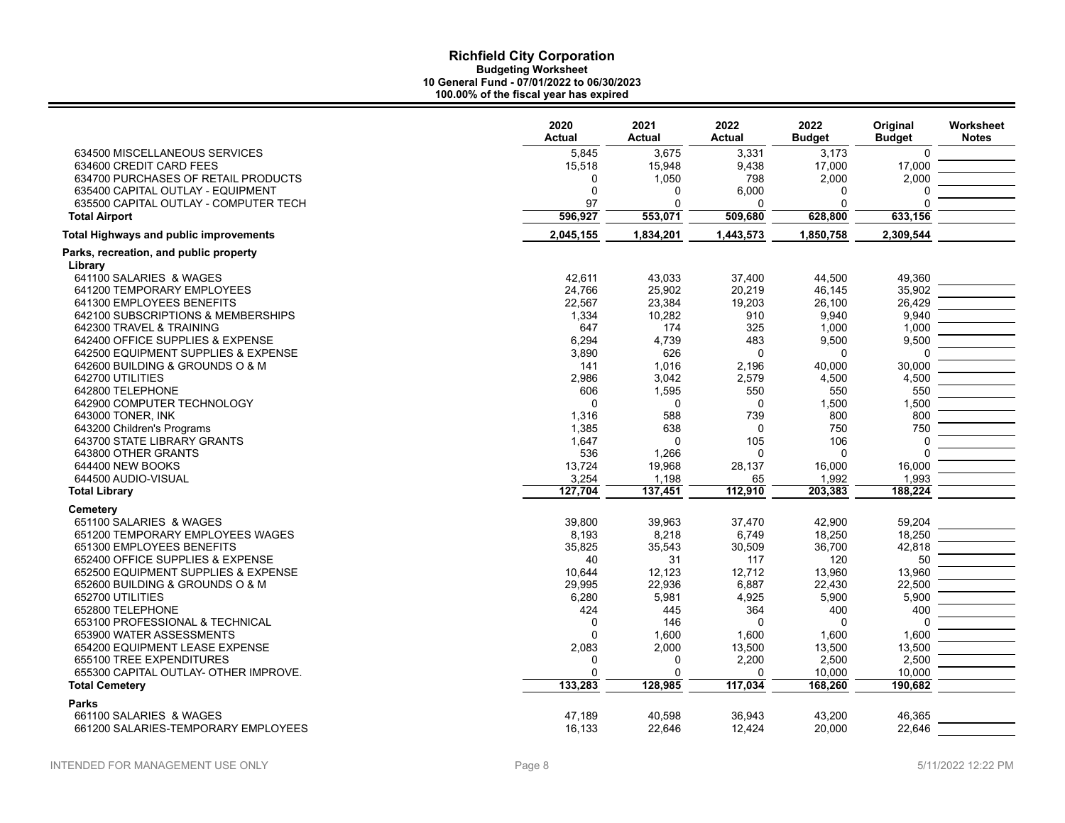# Richfield City Corporation

**Budgeting Worksheet**
**10 General Fund - 07/01/2022 to 06/30/2023**
**100.00% of the fiscal year has expired**

| | 2020 Actual | 2021 Actual | 2022 Actual | 2022 Budget | Original Budget | Worksheet Notes |
|---|---|---|---|---|---|---|
| 634500 MISCELLANEOUS SERVICES | 5,845 | 3,675 | 3,331 | 3,173 | 0 | |
| 634600 CREDIT CARD FEES | 15,518 | 15,948 | 9,438 | 17,000 | 17,000 | |
| 634700 PURCHASES OF RETAIL PRODUCTS | 0 | 1,050 | 798 | 2,000 | 2,000 | |
| 635400 CAPITAL OUTLAY - EQUIPMENT | 0 | 0 | 6,000 | 0 | 0 | |
| 635500 CAPITAL OUTLAY - COMPUTER TECH | 97 | 0 | 0 | 0 | 0 | |
| **Total Airport** | **596,927** | **553,071** | **509,680** | **628,800** | **633,156** | |
| **Total Highways and public improvements** | **2,045,155** | **1,834,201** | **1,443,573** | **1,850,758** | **2,309,544** | |
| **Parks, recreation, and public property** | | | | | | |
| **Library** | | | | | | |
| 641100 SALARIES & WAGES | 42,611 | 43,033 | 37,400 | 44,500 | 49,360 | |
| 641200 TEMPORARY EMPLOYEES | 24,766 | 25,902 | 20,219 | 46,145 | 35,902 | |
| 641300 EMPLOYEES BENEFITS | 22,567 | 23,384 | 19,203 | 26,100 | 26,429 | |
| 642100 SUBSCRIPTIONS & MEMBERSHIPS | 1,334 | 10,282 | 910 | 9,940 | 9,940 | |
| 642300 TRAVEL & TRAINING | 647 | 174 | 325 | 1,000 | 1,000 | |
| 642400 OFFICE SUPPLIES & EXPENSE | 6,294 | 4,739 | 483 | 9,500 | 9,500 | |
| 642500 EQUIPMENT SUPPLIES & EXPENSE | 3,890 | 626 | 0 | 0 | 0 | |
| 642600 BUILDING & GROUNDS O & M | 141 | 1,016 | 2,196 | 40,000 | 30,000 | |
| 642700 UTILITIES | 2,986 | 3,042 | 2,579 | 4,500 | 4,500 | |
| 642800 TELEPHONE | 606 | 1,595 | 550 | 550 | 550 | |
| 642900 COMPUTER TECHNOLOGY | 0 | 0 | 0 | 1,500 | 1,500 | |
| 643000 TONER, INK | 1,316 | 588 | 739 | 800 | 800 | |
| 643200 Children's Programs | 1,385 | 638 | 0 | 750 | 750 | |
| 643700 STATE LIBRARY GRANTS | 1,647 | 0 | 105 | 106 | 0 | |
| 643800 OTHER GRANTS | 536 | 1,266 | 0 | 0 | 0 | |
| 644400 NEW BOOKS | 13,724 | 19,968 | 28,137 | 16,000 | 16,000 | |
| 644500 AUDIO-VISUAL | 3,254 | 1,198 | 65 | 1,992 | 1,993 | |
| **Total Library** | **127,704** | **137,451** | **112,910** | **203,383** | **188,224** | |
| **Cemetery** | | | | | | |
| 651100 SALARIES & WAGES | 39,800 | 39,963 | 37,470 | 42,900 | 59,204 | |
| 651200 TEMPORARY EMPLOYEES WAGES | 8,193 | 8,218 | 6,749 | 18,250 | 18,250 | |
| 651300 EMPLOYEES BENEFITS | 35,825 | 35,543 | 30,509 | 36,700 | 42,818 | |
| 652400 OFFICE SUPPLIES & EXPENSE | 40 | 31 | 117 | 120 | 50 | |
| 652500 EQUIPMENT SUPPLIES & EXPENSE | 10,644 | 12,123 | 12,712 | 13,960 | 13,960 | |
| 652600 BUILDING & GROUNDS O & M | 29,995 | 22,936 | 6,887 | 22,430 | 22,500 | |
| 652700 UTILITIES | 6,280 | 5,981 | 4,925 | 5,900 | 5,900 | |
| 652800 TELEPHONE | 424 | 445 | 364 | 400 | 400 | |
| 653100 PROFESSIONAL & TECHNICAL | 0 | 146 | 0 | 0 | 0 | |
| 653900 WATER ASSESSMENTS | 0 | 1,600 | 1,600 | 1,600 | 1,600 | |
| 654200 EQUIPMENT LEASE EXPENSE | 2,083 | 2,000 | 13,500 | 13,500 | 13,500 | |
| 655100 TREE EXPENDITURES | 0 | 0 | 2,200 | 2,500 | 2,500 | |
| 655300 CAPITAL OUTLAY- OTHER IMPROVE. | 0 | 0 | 0 | 10,000 | 10,000 | |
| **Total Cemetery** | **133,283** | **128,985** | **117,034** | **168,260** | **190,682** | |
| **Parks** | | | | | | |
| 661100 SALARIES & WAGES | 47,189 | 40,598 | 36,943 | 43,200 | 46,365 | |
| 661200 SALARIES-TEMPORARY EMPLOYEES | 16,133 | 22,646 | 12,424 | 20,000 | 22,646 | |

INTENDED FOR MANAGEMENT USE ONLY

5/11/2022 12:22 PM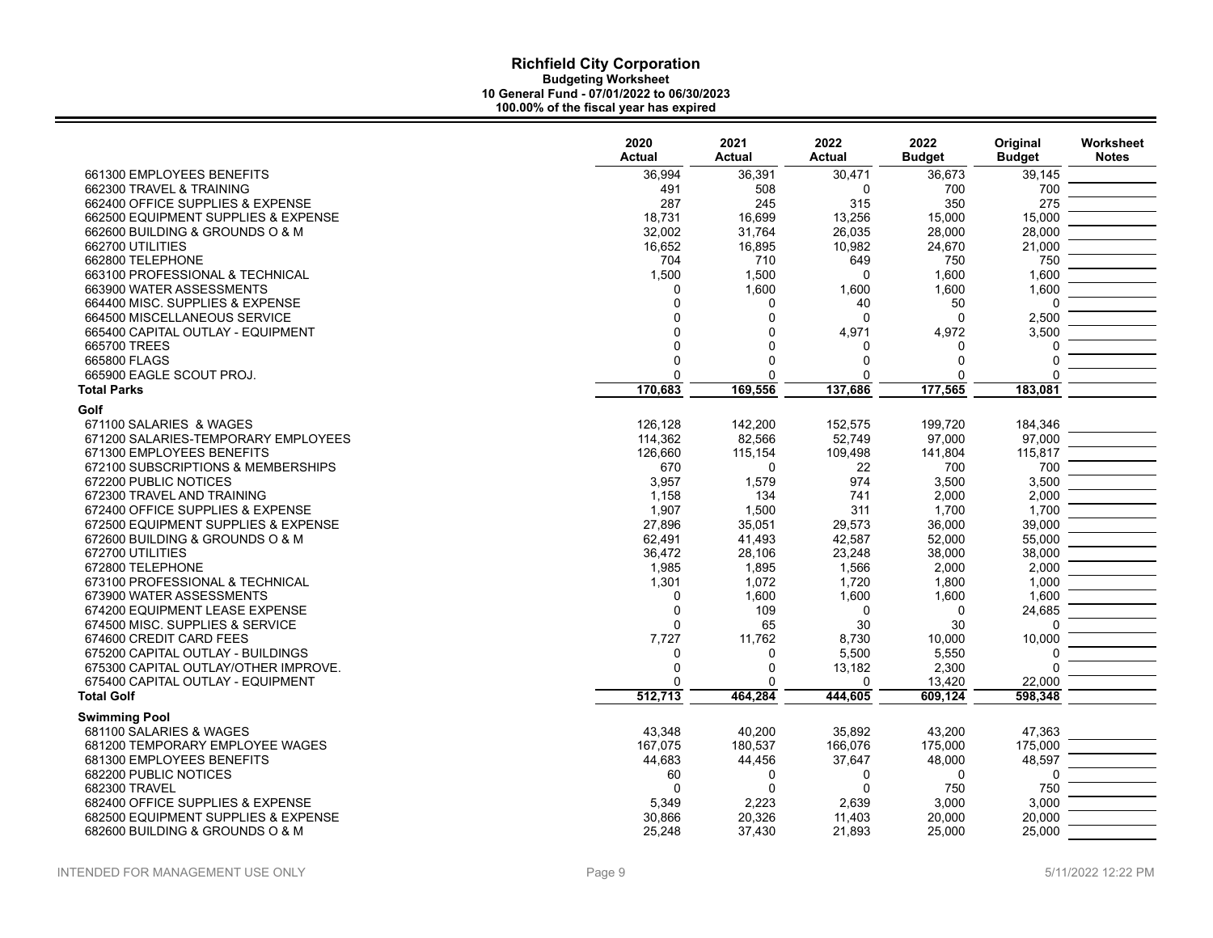# Richfield City Corporation

**Budgeting Worksheet**
**10 General Fund - 07/01/2022 to 06/30/2023**
**100.00% of the fiscal year has expired**

| | 2020 Actual | 2021 Actual | 2022 Actual | 2022 Budget | Original Budget | Worksheet Notes |
|---|---|---|---|---|---|---|
| 661300 EMPLOYEES BENEFITS | 36,994 | 36,391 | 30,471 | 36,673 | 39,145 | |
| 662300 TRAVEL & TRAINING | 491 | 508 | 0 | 700 | 700 | |
| 662400 OFFICE SUPPLIES & EXPENSE | 287 | 245 | 315 | 350 | 275 | |
| 662500 EQUIPMENT SUPPLIES & EXPENSE | 18,731 | 16,699 | 13,256 | 15,000 | 15,000 | |
| 662600 BUILDING & GROUNDS O & M | 32,002 | 31,764 | 26,035 | 28,000 | 28,000 | |
| 662700 UTILITIES | 16,652 | 16,895 | 10,982 | 24,670 | 21,000 | |
| 662800 TELEPHONE | 704 | 710 | 649 | 750 | 750 | |
| 663100 PROFESSIONAL & TECHNICAL | 1,500 | 1,500 | 0 | 1,600 | 1,600 | |
| 663900 WATER ASSESSMENTS | 0 | 1,600 | 1,600 | 1,600 | 1,600 | |
| 664400 MISC. SUPPLIES & EXPENSE | 0 | 0 | 40 | 50 | 0 | |
| 664500 MISCELLANEOUS SERVICE | 0 | 0 | 0 | 0 | 2,500 | |
| 665400 CAPITAL OUTLAY - EQUIPMENT | 0 | 0 | 4,971 | 4,972 | 3,500 | |
| 665700 TREES | 0 | 0 | 0 | 0 | 0 | |
| 665800 FLAGS | 0 | 0 | 0 | 0 | 0 | |
| 665900 EAGLE SCOUT PROJ. | 0 | 0 | 0 | 0 | 0 | |
| **Total Parks** | **170,683** | **169,556** | **137,686** | **177,565** | **183,081** | |
| **Golf** | | | | | | |
| 671100 SALARIES & WAGES | 126,128 | 142,200 | 152,575 | 199,720 | 184,346 | |
| 671200 SALARIES-TEMPORARY EMPLOYEES | 114,362 | 82,566 | 52,749 | 97,000 | 97,000 | |
| 671300 EMPLOYEES BENEFITS | 126,660 | 115,154 | 109,498 | 141,804 | 115,817 | |
| 672100 SUBSCRIPTIONS & MEMBERSHIPS | 670 | 0 | 22 | 700 | 700 | |
| 672200 PUBLIC NOTICES | 3,957 | 1,579 | 974 | 3,500 | 3,500 | |
| 672300 TRAVEL AND TRAINING | 1,158 | 134 | 741 | 2,000 | 2,000 | |
| 672400 OFFICE SUPPLIES & EXPENSE | 1,907 | 1,500 | 311 | 1,700 | 1,700 | |
| 672500 EQUIPMENT SUPPLIES & EXPENSE | 27,896 | 35,051 | 29,573 | 36,000 | 39,000 | |
| 672600 BUILDING & GROUNDS O & M | 62,491 | 41,493 | 42,587 | 52,000 | 55,000 | |
| 672700 UTILITIES | 36,472 | 28,106 | 23,248 | 38,000 | 38,000 | |
| 672800 TELEPHONE | 1,985 | 1,895 | 1,566 | 2,000 | 2,000 | |
| 673100 PROFESSIONAL & TECHNICAL | 1,301 | 1,072 | 1,720 | 1,800 | 1,000 | |
| 673900 WATER ASSESSMENTS | 0 | 1,600 | 1,600 | 1,600 | 1,600 | |
| 674200 EQUIPMENT LEASE EXPENSE | 0 | 109 | 0 | 0 | 24,685 | |
| 674500 MISC. SUPPLIES & SERVICE | 0 | 65 | 30 | 30 | 0 | |
| 674600 CREDIT CARD FEES | 7,727 | 11,762 | 8,730 | 10,000 | 10,000 | |
| 675200 CAPITAL OUTLAY - BUILDINGS | 0 | 0 | 5,500 | 5,550 | 0 | |
| 675300 CAPITAL OUTLAY/OTHER IMPROVE. | 0 | 0 | 13,182 | 2,300 | 0 | |
| 675400 CAPITAL OUTLAY - EQUIPMENT | 0 | 0 | 0 | 13,420 | 22,000 | |
| **Total Golf** | **512,713** | **464,284** | **444,605** | **609,124** | **598,348** | |
| **Swimming Pool** | | | | | | |
| 681100 SALARIES & WAGES | 43,348 | 40,200 | 35,892 | 43,200 | 47,363 | |
| 681200 TEMPORARY EMPLOYEE WAGES | 167,075 | 180,537 | 166,076 | 175,000 | 175,000 | |
| 681300 EMPLOYEES BENEFITS | 44,683 | 44,456 | 37,647 | 48,000 | 48,597 | |
| 682200 PUBLIC NOTICES | 60 | 0 | 0 | 0 | 0 | |
| 682300 TRAVEL | 0 | 0 | 0 | 750 | 750 | |
| 682400 OFFICE SUPPLIES & EXPENSE | 5,349 | 2,223 | 2,639 | 3,000 | 3,000 | |
| 682500 EQUIPMENT SUPPLIES & EXPENSE | 30,866 | 20,326 | 11,403 | 20,000 | 20,000 | |
| 682600 BUILDING & GROUNDS O & M | 25,248 | 37,430 | 21,893 | 25,000 | 25,000 | |

INTENDED FOR MANAGEMENT USE ONLY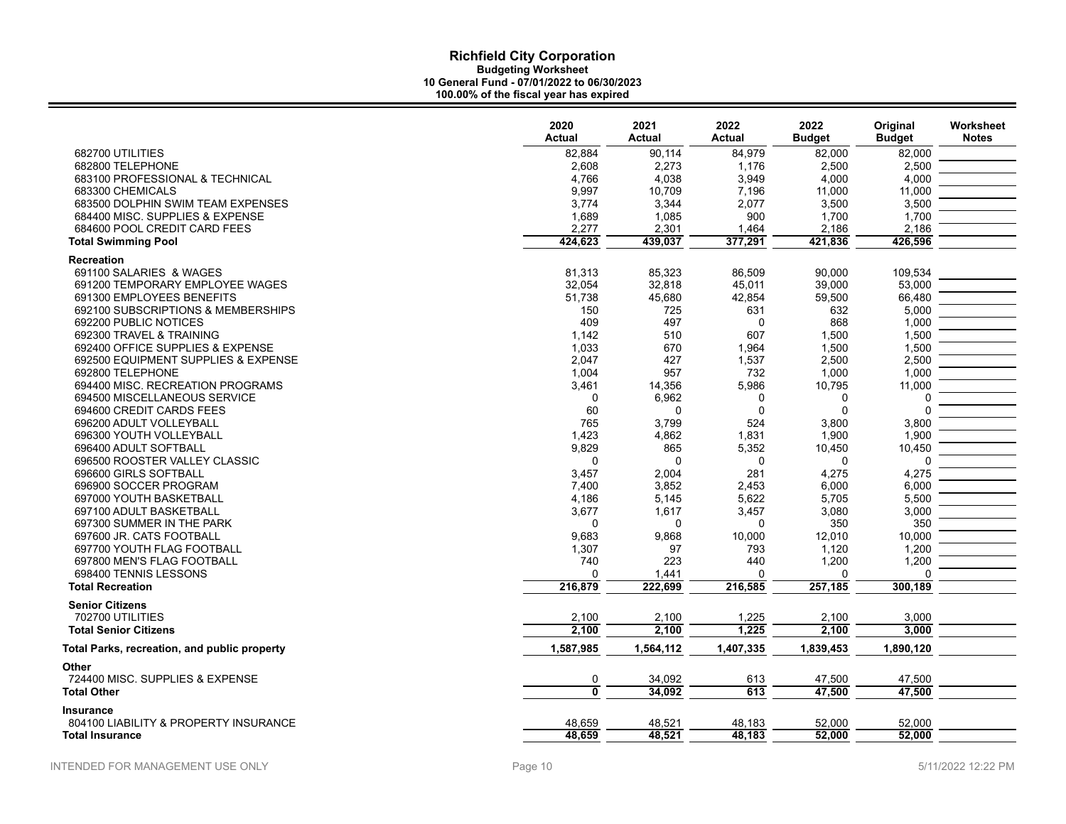# Richfield City Corporation

**Budgeting Worksheet**
**10 General Fund - 07/01/2022 to 06/30/2023**
**100.00% of the fiscal year has expired**

| | 2020 Actual | 2021 Actual | 2022 Actual | 2022 Budget | Original Budget | Worksheet Notes |
|---|---|---|---|---|---|---|
| 682700 UTILITIES | 82,884 | 90,114 | 84,979 | 82,000 | 82,000 | |
| 682800 TELEPHONE | 2,608 | 2,273 | 1,176 | 2,500 | 2,500 | |
| 683100 PROFESSIONAL & TECHNICAL | 4,766 | 4,038 | 3,949 | 4,000 | 4,000 | |
| 683300 CHEMICALS | 9,997 | 10,709 | 7,196 | 11,000 | 11,000 | |
| 683500 DOLPHIN SWIM TEAM EXPENSES | 3,774 | 3,344 | 2,077 | 3,500 | 3,500 | |
| 684400 MISC. SUPPLIES & EXPENSE | 1,689 | 1,085 | 900 | 1,700 | 1,700 | |
| 684600 POOL CREDIT CARD FEES | 2,277 | 2,301 | 1,464 | 2,186 | 2,186 | |
| **Total Swimming Pool** | **424,623** | **439,037** | **377,291** | **421,836** | **426,596** | |
| **Recreation** | | | | | | |
| 691100 SALARIES & WAGES | 81,313 | 85,323 | 86,509 | 90,000 | 109,534 | |
| 691200 TEMPORARY EMPLOYEE WAGES | 32,054 | 32,818 | 45,011 | 39,000 | 53,000 | |
| 691300 EMPLOYEES BENEFITS | 51,738 | 45,680 | 42,854 | 59,500 | 66,480 | |
| 692100 SUBSCRIPTIONS & MEMBERSHIPS | 150 | 725 | 631 | 632 | 5,000 | |
| 692200 PUBLIC NOTICES | 409 | 497 | 0 | 868 | 1,000 | |
| 692300 TRAVEL & TRAINING | 1,142 | 510 | 607 | 1,500 | 1,500 | |
| 692400 OFFICE SUPPLIES & EXPENSE | 1,033 | 670 | 1,964 | 1,500 | 1,500 | |
| 692500 EQUIPMENT SUPPLIES & EXPENSE | 2,047 | 427 | 1,537 | 2,500 | 2,500 | |
| 692800 TELEPHONE | 1,004 | 957 | 732 | 1,000 | 1,000 | |
| 694400 MISC. RECREATION PROGRAMS | 3,461 | 14,356 | 5,986 | 10,795 | 11,000 | |
| 694500 MISCELLANEOUS SERVICE | 0 | 6,962 | 0 | 0 | 0 | |
| 694600 CREDIT CARDS FEES | 60 | 0 | 0 | 0 | 0 | |
| 696200 ADULT VOLLEYBALL | 765 | 3,799 | 524 | 3,800 | 3,800 | |
| 696300 YOUTH VOLLEYBALL | 1,423 | 4,862 | 1,831 | 1,900 | 1,900 | |
| 696400 ADULT SOFTBALL | 9,829 | 865 | 5,352 | 10,450 | 10,450 | |
| 696500 ROOSTER VALLEY CLASSIC | 0 | 0 | 0 | 0 | 0 | |
| 696600 GIRLS SOFTBALL | 3,457 | 2,004 | 281 | 4,275 | 4,275 | |
| 696900 SOCCER PROGRAM | 7,400 | 3,852 | 2,453 | 6,000 | 6,000 | |
| 697000 YOUTH BASKETBALL | 4,186 | 5,145 | 5,622 | 5,705 | 5,500 | |
| 697100 ADULT BASKETBALL | 3,677 | 1,617 | 3,457 | 3,080 | 3,000 | |
| 697300 SUMMER IN THE PARK | 0 | 0 | 0 | 350 | 350 | |
| 697600 JR. CATS FOOTBALL | 9,683 | 9,868 | 10,000 | 12,010 | 10,000 | |
| 697700 YOUTH FLAG FOOTBALL | 1,307 | 97 | 793 | 1,120 | 1,200 | |
| 697800 MEN'S FLAG FOOTBALL | 740 | 223 | 440 | 1,200 | 1,200 | |
| 698400 TENNIS LESSONS | 0 | 1,441 | 0 | 0 | 0 | |
| **Total Recreation** | **216,879** | **222,699** | **216,585** | **257,185** | **300,189** | |
| **Senior Citizens** | | | | | | |
| 702700 UTILITIES | 2,100 | 2,100 | 1,225 | 2,100 | 3,000 | |
| **Total Senior Citizens** | **2,100** | **2,100** | **1,225** | **2,100** | **3,000** | |
| **Total Parks, recreation, and public property** | **1,587,985** | **1,564,112** | **1,407,335** | **1,839,453** | **1,890,120** | |
| **Other** | | | | | | |
| 724400 MISC. SUPPLIES & EXPENSE | 0 | 34,092 | 613 | 47,500 | 47,500 | |
| **Total Other** | **0** | **34,092** | **613** | **47,500** | **47,500** | |
| **Insurance** | | | | | | |
| 804100 LIABILITY & PROPERTY INSURANCE | 48,659 | 48,521 | 48,183 | 52,000 | 52,000 | |
| **Total Insurance** | **48,659** | **48,521** | **48,183** | **52,000** | **52,000** | |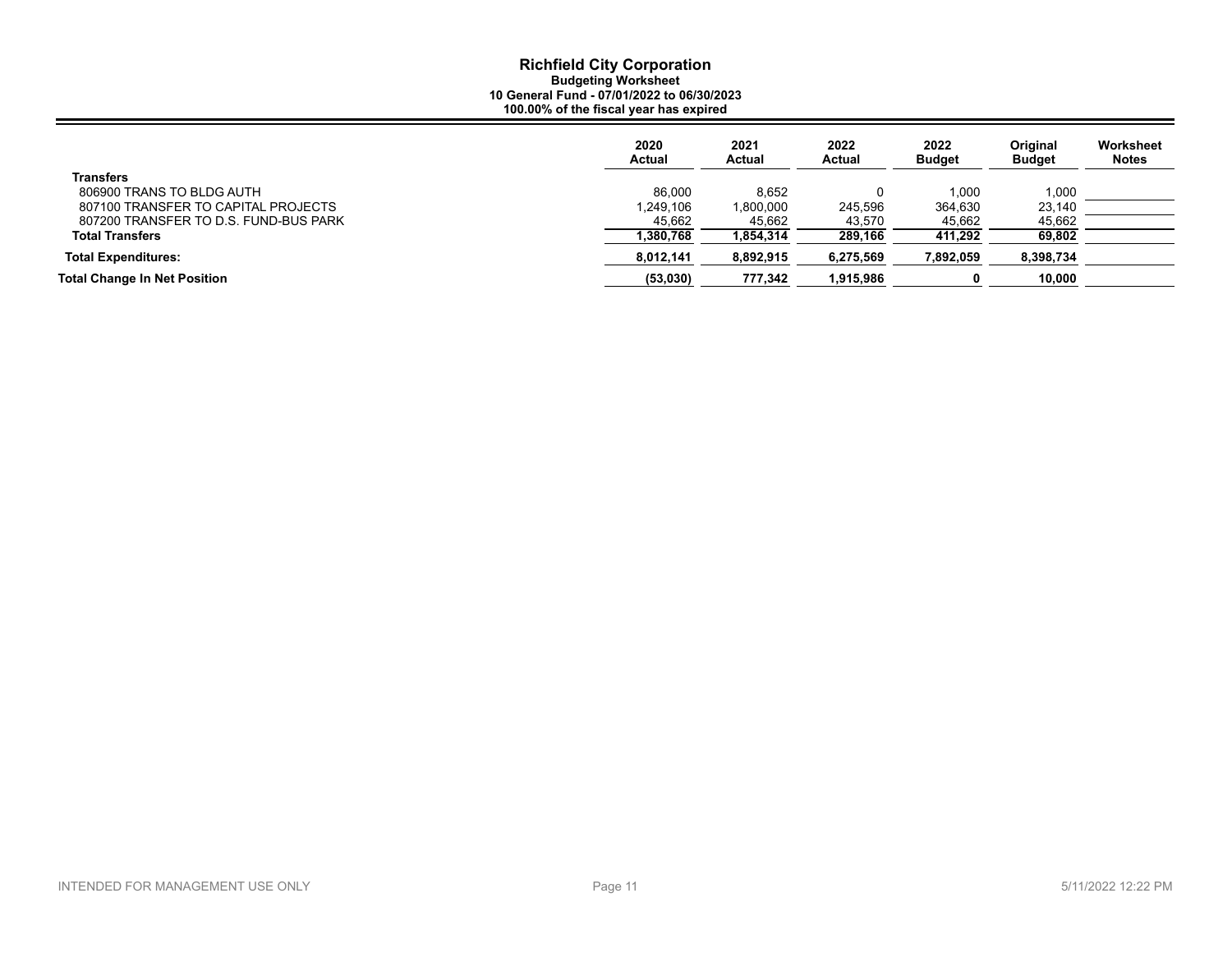# Richfield City Corporation

**Budgeting Worksheet**
**10 General Fund - 07/01/2022 to 06/30/2023**
**100.00% of the fiscal year has expired**

| | 2020 Actual | 2021 Actual | 2022 Actual | 2022 Budget | Original Budget | Worksheet Notes |
|---|---|---|---|---|---|---|
| **Transfers** | | | | | | |
| 806900 TRANS TO BLDG AUTH | 86,000 | 8,652 | 0 | 1,000 | 1,000 | |
| 807100 TRANSFER TO CAPITAL PROJECTS | 1,249,106 | 1,800,000 | 245,596 | 364,630 | 23,140 | |
| 807200 TRANSFER TO D.S. FUND-BUS PARK | 45,662 | 45,662 | 43,570 | 45,662 | 45,662 | |
| **Total Transfers** | **1,380,768** | **1,854,314** | **289,166** | **411,292** | **69,802** | |
| **Total Expenditures:** | **8,012,141** | **8,892,915** | **6,275,569** | **7,892,059** | **8,398,734** | |
| **Total Change In Net Position** | **(53,030)** | **777,342** | **1,915,986** | **0** | **10,000** | |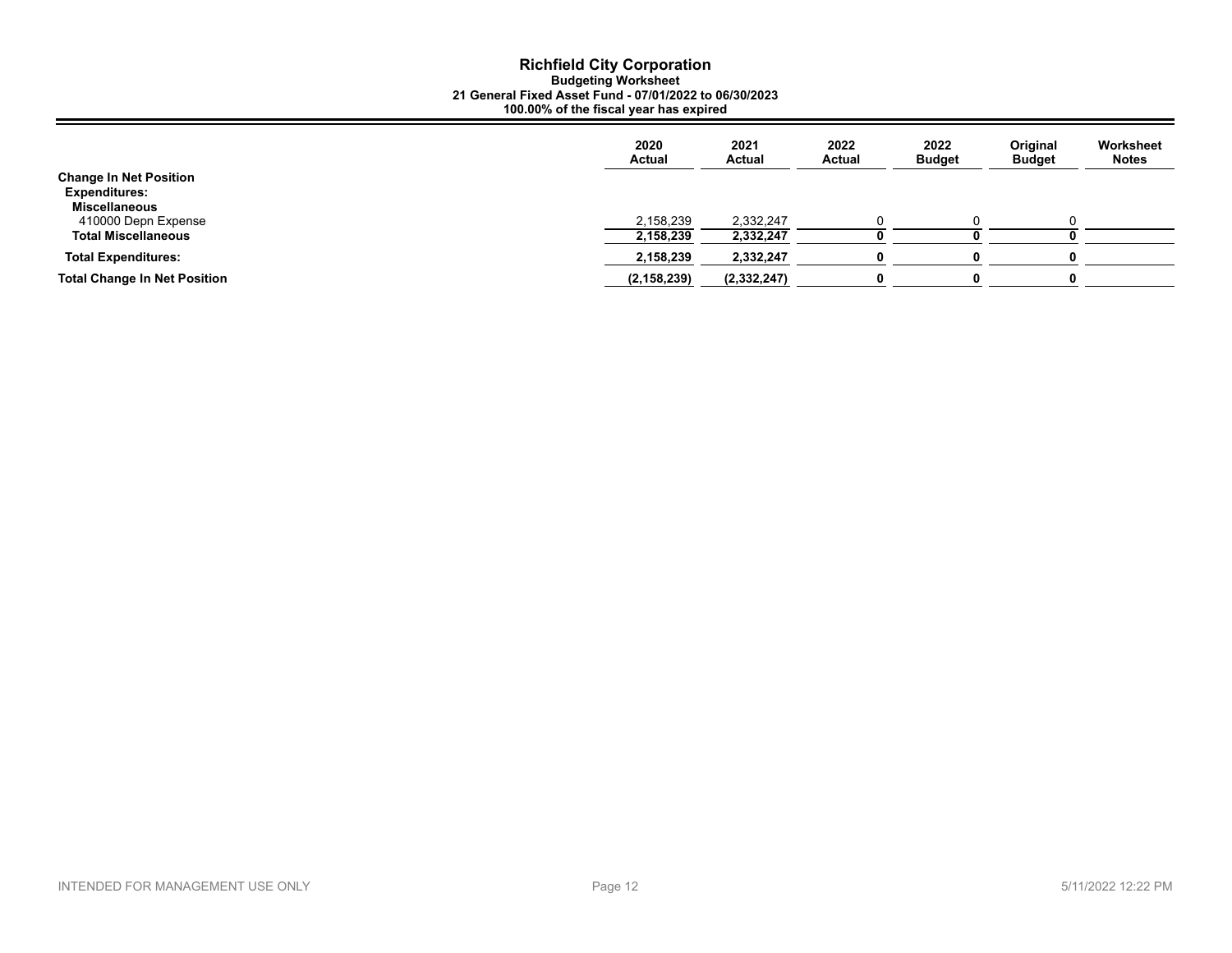# Richfield City Corporation

**Budgeting Worksheet**

**21 General Fixed Asset Fund - 07/01/2022 to 06/30/2023**

**100.00% of the fiscal year has expired**

| | 2020 Actual | 2021 Actual | 2022 Actual | 2022 Budget | Original Budget | Worksheet Notes |
|---|---|---|---|---|---|---|
| **Change In Net Position** | | | | | | |
| **Expenditures:** | | | | | | |
| **Miscellaneous** | | | | | | |
| 410000 Depn Expense | 2,158,239 | 2,332,247 | 0 | 0 | 0 | |
| **Total Miscellaneous** | **2,158,239** | **2,332,247** | **0** | **0** | **0** | |
| **Total Expenditures:** | **2,158,239** | **2,332,247** | **0** | **0** | **0** | |
| **Total Change In Net Position** | **(2,158,239)** | **(2,332,247)** | **0** | **0** | **0** | |

INTENDED FOR MANAGEMENT USE ONLY

5/11/2022 12:22 PM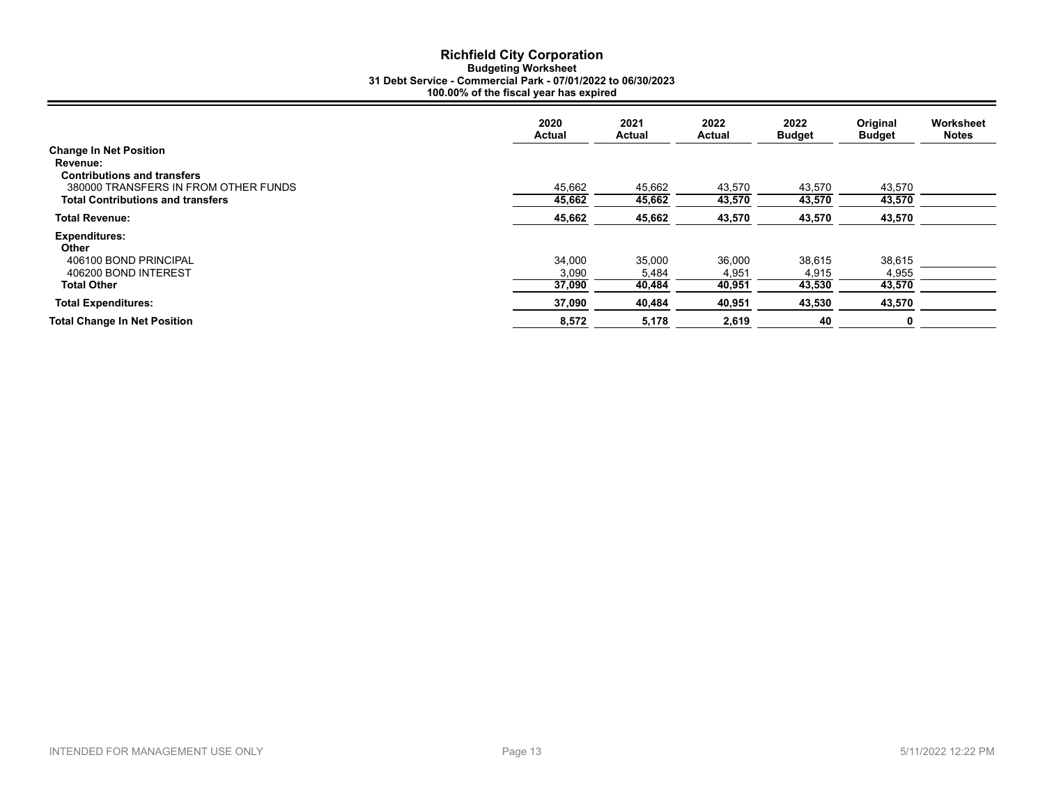# Richfield City Corporation

**Budgeting Worksheet**

**31 Debt Service - Commercial Park - 07/01/2022 to 06/30/2023**

**100.00% of the fiscal year has expired**

| | 2020 Actual | 2021 Actual | 2022 Actual | 2022 Budget | Original Budget | Worksheet Notes |
|---|---|---|---|---|---|---|
| **Change In Net Position** | | | | | | |
| **Revenue:** | | | | | | |
| **Contributions and transfers** | | | | | | |
| 380000 TRANSFERS IN FROM OTHER FUNDS | 45,662 | 45,662 | 43,570 | 43,570 | 43,570 | |
| **Total Contributions and transfers** | **45,662** | **45,662** | **43,570** | **43,570** | **43,570** | |
| **Total Revenue:** | **45,662** | **45,662** | **43,570** | **43,570** | **43,570** | |
| **Expenditures:** | | | | | | |
| **Other** | | | | | | |
| 406100 BOND PRINCIPAL | 34,000 | 35,000 | 36,000 | 38,615 | 38,615 | |
| 406200 BOND INTEREST | 3,090 | 5,484 | 4,951 | 4,915 | 4,955 | |
| **Total Other** | **37,090** | **40,484** | **40,951** | **43,530** | **43,570** | |
| **Total Expenditures:** | **37,090** | **40,484** | **40,951** | **43,530** | **43,570** | |
| **Total Change In Net Position** | **8,572** | **5,178** | **2,619** | **40** | **0** | |

INTENDED FOR MANAGEMENT USE ONLY

5/11/2022 12:22 PM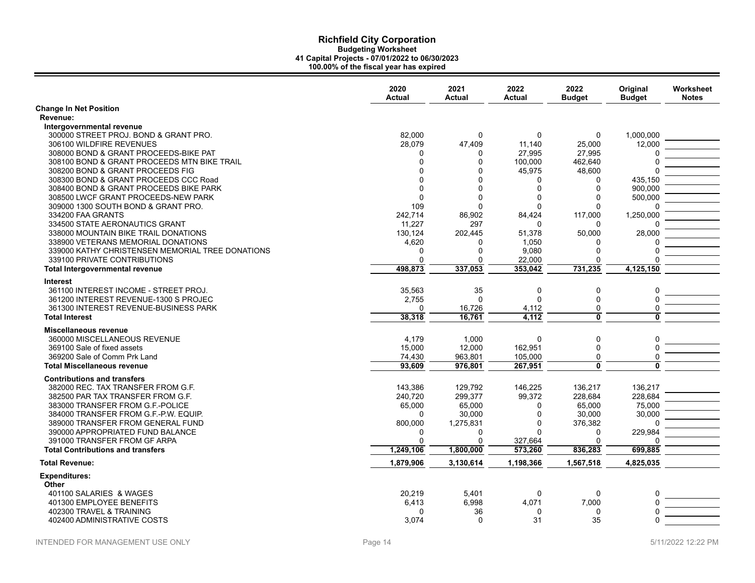# Richfield City Corporation

**Budgeting Worksheet**
**41 Capital Projects - 07/01/2022 to 06/30/2023**
**100.00% of the fiscal year has expired**

| | 2020 Actual | 2021 Actual | 2022 Actual | 2022 Budget | Original Budget | Worksheet Notes |
|---|---|---|---|---|---|---|
| **Change In Net Position** | | | | | | |
| **Revenue:** | | | | | | |
| **Intergovernmental revenue** | | | | | | |
| 300000 STREET PROJ. BOND & GRANT PRO. | 82,000 | 0 | 0 | 0 | 1,000,000 | |
| 306100 WILDFIRE REVENUES | 28,079 | 47,409 | 11,140 | 25,000 | 12,000 | |
| 308000 BOND & GRANT PROCEEDS-BIKE PAT | 0 | 0 | 27,995 | 27,995 | 0 | |
| 308100 BOND & GRANT PROCEEDS MTN BIKE TRAIL | 0 | 0 | 100,000 | 462,640 | 0 | |
| 308200 BOND & GRANT PROCEEDS FIG | 0 | 0 | 45,975 | 48,600 | 0 | |
| 308300 BOND & GRANT PROCEEDS CCC Road | 0 | 0 | 0 | 0 | 435,150 | |
| 308400 BOND & GRANT PROCEEDS BIKE PARK | 0 | 0 | 0 | 0 | 900,000 | |
| 308500 LWCF GRANT PROCEEDS-NEW PARK | 0 | 0 | 0 | 0 | 500,000 | |
| 309000 1300 SOUTH BOND & GRANT PRO. | 109 | 0 | 0 | 0 | 0 | |
| 334200 FAA GRANTS | 242,714 | 86,902 | 84,424 | 117,000 | 1,250,000 | |
| 334500 STATE AERONAUTICS GRANT | 11,227 | 297 | 0 | 0 | 0 | |
| 338000 MOUNTAIN BIKE TRAIL DONATIONS | 130,124 | 202,445 | 51,378 | 50,000 | 28,000 | |
| 338900 VETERANS MEMORIAL DONATIONS | 4,620 | 0 | 1,050 | 0 | 0 | |
| 339000 KATHY CHRISTENSEN MEMORIAL TREE DONATIONS | 0 | 0 | 9,080 | 0 | 0 | |
| 339100 PRIVATE CONTRIBUTIONS | 0 | 0 | 22,000 | 0 | 0 | |
| **Total Intergovernmental revenue** | **498,873** | **337,053** | **353,042** | **731,235** | **4,125,150** | |
| **Interest** | | | | | | |
| 361100 INTEREST INCOME - STREET PROJ. | 35,563 | 35 | 0 | 0 | 0 | |
| 361200 INTEREST REVENUE-1300 S PROJEC | 2,755 | 0 | 0 | 0 | 0 | |
| 361300 INTEREST REVENUE-BUSINESS PARK | 0 | 16,726 | 4,112 | 0 | 0 | |
| **Total Interest** | **38,318** | **16,761** | **4,112** | **0** | **0** | |
| **Miscellaneous revenue** | | | | | | |
| 360000 MISCELLANEOUS REVENUE | 4,179 | 1,000 | 0 | 0 | 0 | |
| 369100 Sale of fixed assets | 15,000 | 12,000 | 162,951 | 0 | 0 | |
| 369200 Sale of Comm Prk Land | 74,430 | 963,801 | 105,000 | 0 | 0 | |
| **Total Miscellaneous revenue** | **93,609** | **976,801** | **267,951** | **0** | **0** | |
| **Contributions and transfers** | | | | | | |
| 382000 REC. TAX TRANSFER FROM G.F. | 143,386 | 129,792 | 146,225 | 136,217 | 136,217 | |
| 382500 PAR TAX TRANSFER FROM G.F. | 240,720 | 299,377 | 99,372 | 228,684 | 228,684 | |
| 383000 TRANSFER FROM G.F.-POLICE | 65,000 | 65,000 | 0 | 65,000 | 75,000 | |
| 384000 TRANSFER FROM G.F.-P.W. EQUIP. | 0 | 30,000 | 0 | 30,000 | 30,000 | |
| 389000 TRANSFER FROM GENERAL FUND | 800,000 | 1,275,831 | 0 | 376,382 | 0 | |
| 390000 APPROPRIATED FUND BALANCE | 0 | 0 | 0 | 0 | 229,984 | |
| 391000 TRANSFER FROM GF ARPA | 0 | 0 | 327,664 | 0 | 0 | |
| **Total Contributions and transfers** | **1,249,106** | **1,800,000** | **573,260** | **836,283** | **699,885** | |
| **Total Revenue:** | **1,879,906** | **3,130,614** | **1,198,366** | **1,567,518** | **4,825,035** | |
| **Expenditures:** | | | | | | |
| **Other** | | | | | | |
| 401100 SALARIES & WAGES | 20,219 | 5,401 | 0 | 0 | 0 | |
| 401300 EMPLOYEE BENEFITS | 6,413 | 6,998 | 4,071 | 7,000 | 0 | |
| 402300 TRAVEL & TRAINING | 0 | 36 | 0 | 0 | 0 | |
| 402400 ADMINISTRATIVE COSTS | 3,074 | 0 | 31 | 35 | 0 | |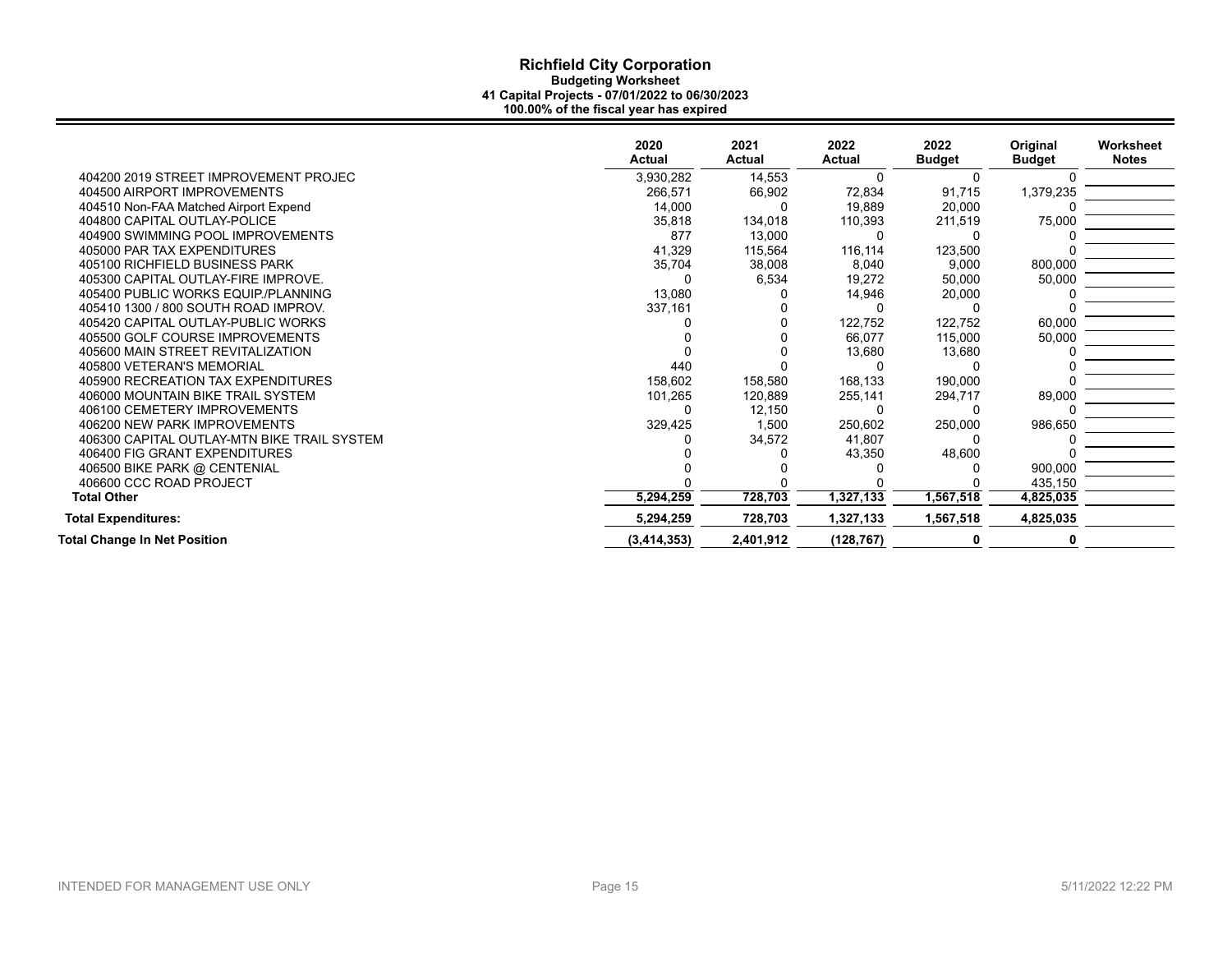# Richfield City Corporation

**Budgeting Worksheet**

**41 Capital Projects - 07/01/2022 to 06/30/2023**

**100.00% of the fiscal year has expired**

| | 2020 Actual | 2021 Actual | 2022 Actual | 2022 Budget | Original Budget | Worksheet Notes |
|---|---|---|---|---|---|---|
| 404200 2019 STREET IMPROVEMENT PROJEC | 3,930,282 | 14,553 | 0 | 0 | 0 | |
| 404500 AIRPORT IMPROVEMENTS | 266,571 | 66,902 | 72,834 | 91,715 | 1,379,235 | |
| 404510 Non-FAA Matched Airport Expend | 14,000 | 0 | 19,889 | 20,000 | 0 | |
| 404800 CAPITAL OUTLAY-POLICE | 35,818 | 134,018 | 110,393 | 211,519 | 75,000 | |
| 404900 SWIMMING POOL IMPROVEMENTS | 877 | 13,000 | 0 | 0 | 0 | |
| 405000 PAR TAX EXPENDITURES | 41,329 | 115,564 | 116,114 | 123,500 | 0 | |
| 405100 RICHFIELD BUSINESS PARK | 35,704 | 38,008 | 8,040 | 9,000 | 800,000 | |
| 405300 CAPITAL OUTLAY-FIRE IMPROVE. | 0 | 6,534 | 19,272 | 50,000 | 50,000 | |
| 405400 PUBLIC WORKS EQUIP./PLANNING | 13,080 | 0 | 14,946 | 20,000 | 0 | |
| 405410 1300 / 800 SOUTH ROAD IMPROV. | 337,161 | 0 | 0 | 0 | 0 | |
| 405420 CAPITAL OUTLAY-PUBLIC WORKS | 0 | 0 | 122,752 | 122,752 | 60,000 | |
| 405500 GOLF COURSE IMPROVEMENTS | 0 | 0 | 66,077 | 115,000 | 50,000 | |
| 405600 MAIN STREET REVITALIZATION | 0 | 0 | 13,680 | 13,680 | 0 | |
| 405800 VETERAN'S MEMORIAL | 440 | 0 | 0 | 0 | 0 | |
| 405900 RECREATION TAX EXPENDITURES | 158,602 | 158,580 | 168,133 | 190,000 | 0 | |
| 406000 MOUNTAIN BIKE TRAIL SYSTEM | 101,265 | 120,889 | 255,141 | 294,717 | 89,000 | |
| 406100 CEMETERY IMPROVEMENTS | 0 | 12,150 | 0 | 0 | 0 | |
| 406200 NEW PARK IMPROVEMENTS | 329,425 | 1,500 | 250,602 | 250,000 | 986,650 | |
| 406300 CAPITAL OUTLAY-MTN BIKE TRAIL SYSTEM | 0 | 34,572 | 41,807 | 0 | 0 | |
| 406400 FIG GRANT EXPENDITURES | 0 | 0 | 43,350 | 48,600 | 0 | |
| 406500 BIKE PARK @ CENTENIAL | 0 | 0 | 0 | 0 | 900,000 | |
| 406600 CCC ROAD PROJECT | 0 | 0 | 0 | 0 | 435,150 | |
| **Total Other** | **5,294,259** | **728,703** | **1,327,133** | **1,567,518** | **4,825,035** | |
| **Total Expenditures:** | **5,294,259** | **728,703** | **1,327,133** | **1,567,518** | **4,825,035** | |
| **Total Change In Net Position** | **(3,414,353)** | **2,401,912** | **(128,767)** | **0** | **0** | |

INTENDED FOR MANAGEMENT USE ONLY

5/11/2022 12:22 PM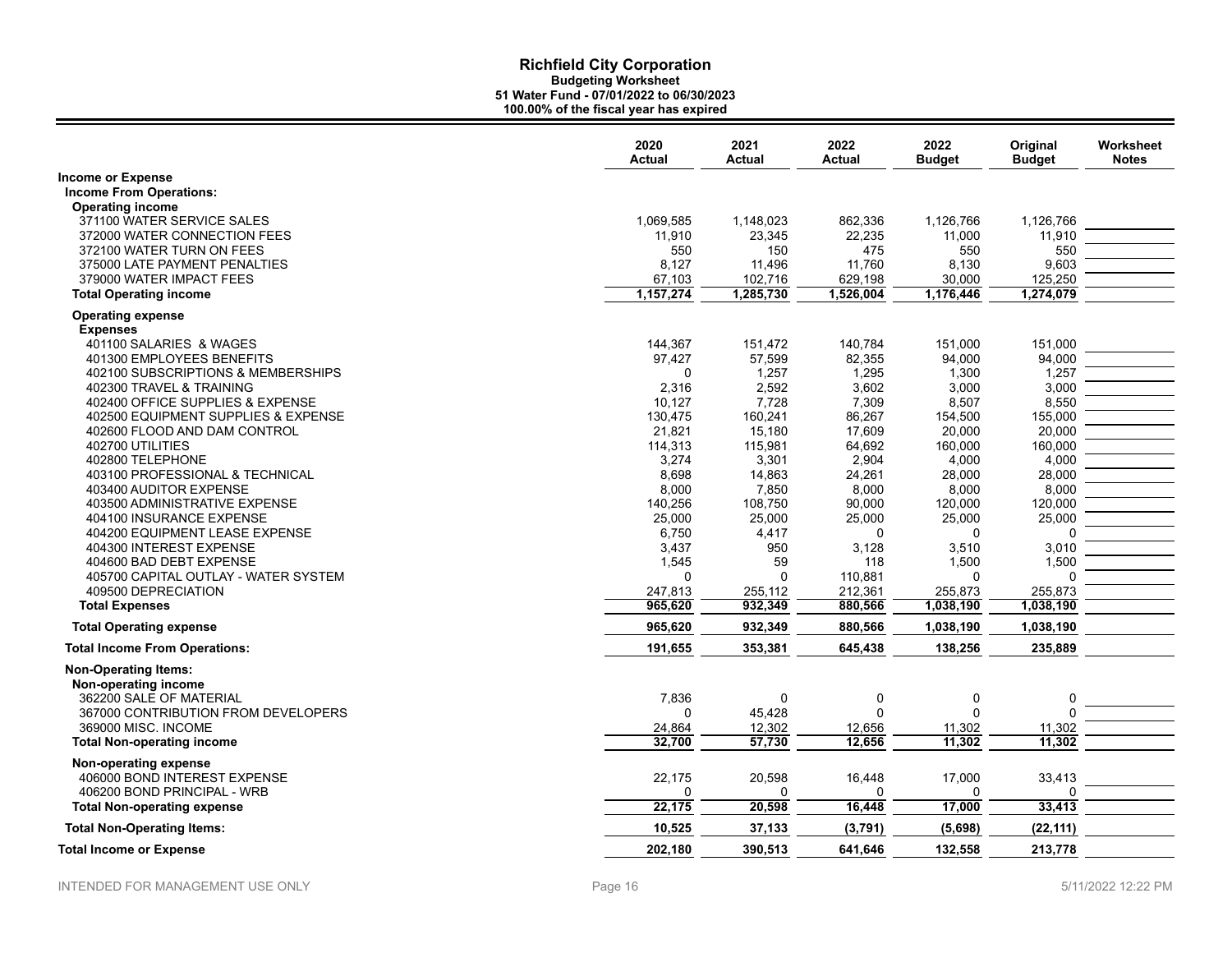# Richfield City Corporation

**Budgeting Worksheet**
**51 Water Fund - 07/01/2022 to 06/30/2023**
**100.00% of the fiscal year has expired**

| | 2020 Actual | 2021 Actual | 2022 Actual | 2022 Budget | Original Budget | Worksheet Notes |
|---|---|---|---|---|---|---|
| **Income or Expense** | | | | | | |
| **Income From Operations:** | | | | | | |
| **Operating income** | | | | | | |
| 371100 WATER SERVICE SALES | 1,069,585 | 1,148,023 | 862,336 | 1,126,766 | 1,126,766 | |
| 372000 WATER CONNECTION FEES | 11,910 | 23,345 | 22,235 | 11,000 | 11,910 | |
| 372100 WATER TURN ON FEES | 550 | 150 | 475 | 550 | 550 | |
| 375000 LATE PAYMENT PENALTIES | 8,127 | 11,496 | 11,760 | 8,130 | 9,603 | |
| 379000 WATER IMPACT FEES | 67,103 | 102,716 | 629,198 | 30,000 | 125,250 | |
| **Total Operating income** | **1,157,274** | **1,285,730** | **1,526,004** | **1,176,446** | **1,274,079** | |
| **Operating expense** | | | | | | |
| **Expenses** | | | | | | |
| 401100 SALARIES & WAGES | 144,367 | 151,472 | 140,784 | 151,000 | 151,000 | |
| 401300 EMPLOYEES BENEFITS | 97,427 | 57,599 | 82,355 | 94,000 | 94,000 | |
| 402100 SUBSCRIPTIONS & MEMBERSHIPS | 0 | 1,257 | 1,295 | 1,300 | 1,257 | |
| 402300 TRAVEL & TRAINING | 2,316 | 2,592 | 3,602 | 3,000 | 3,000 | |
| 402400 OFFICE SUPPLIES & EXPENSE | 10,127 | 7,728 | 7,309 | 8,507 | 8,550 | |
| 402500 EQUIPMENT SUPPLIES & EXPENSE | 130,475 | 160,241 | 86,267 | 154,500 | 155,000 | |
| 402600 FLOOD AND DAM CONTROL | 21,821 | 15,180 | 17,609 | 20,000 | 20,000 | |
| 402700 UTILITIES | 114,313 | 115,981 | 64,692 | 160,000 | 160,000 | |
| 402800 TELEPHONE | 3,274 | 3,301 | 2,904 | 4,000 | 4,000 | |
| 403100 PROFESSIONAL & TECHNICAL | 8,698 | 14,863 | 24,261 | 28,000 | 28,000 | |
| 403400 AUDITOR EXPENSE | 8,000 | 7,850 | 8,000 | 8,000 | 8,000 | |
| 403500 ADMINISTRATIVE EXPENSE | 140,256 | 108,750 | 90,000 | 120,000 | 120,000 | |
| 404100 INSURANCE EXPENSE | 25,000 | 25,000 | 25,000 | 25,000 | 25,000 | |
| 404200 EQUIPMENT LEASE EXPENSE | 6,750 | 4,417 | 0 | 0 | 0 | |
| 404300 INTEREST EXPENSE | 3,437 | 950 | 3,128 | 3,510 | 3,010 | |
| 404600 BAD DEBT EXPENSE | 1,545 | 59 | 118 | 1,500 | 1,500 | |
| 405700 CAPITAL OUTLAY - WATER SYSTEM | 0 | 0 | 110,881 | 0 | 0 | |
| 409500 DEPRECIATION | 247,813 | 255,112 | 212,361 | 255,873 | 255,873 | |
| **Total Expenses** | **965,620** | **932,349** | **880,566** | **1,038,190** | **1,038,190** | |
| **Total Operating expense** | **965,620** | **932,349** | **880,566** | **1,038,190** | **1,038,190** | |
| **Total Income From Operations:** | **191,655** | **353,381** | **645,438** | **138,256** | **235,889** | |
| **Non-Operating Items:** | | | | | | |
| **Non-operating income** | | | | | | |
| 362200 SALE OF MATERIAL | 7,836 | 0 | 0 | 0 | 0 | |
| 367000 CONTRIBUTION FROM DEVELOPERS | 0 | 45,428 | 0 | 0 | 0 | |
| 369000 MISC. INCOME | 24,864 | 12,302 | 12,656 | 11,302 | 11,302 | |
| **Total Non-operating income** | **32,700** | **57,730** | **12,656** | **11,302** | **11,302** | |
| **Non-operating expense** | | | | | | |
| 406000 BOND INTEREST EXPENSE | 22,175 | 20,598 | 16,448 | 17,000 | 33,413 | |
| 406200 BOND PRINCIPAL - WRB | 0 | 0 | 0 | 0 | 0 | |
| **Total Non-operating expense** | **22,175** | **20,598** | **16,448** | **17,000** | **33,413** | |
| **Total Non-Operating Items:** | **10,525** | **37,133** | **(3,791)** | **(5,698)** | **(22,111)** | |
| **Total Income or Expense** | **202,180** | **390,513** | **641,646** | **132,558** | **213,778** | |

INTENDED FOR MANAGEMENT USE ONLY

5/11/2022 12:22 PM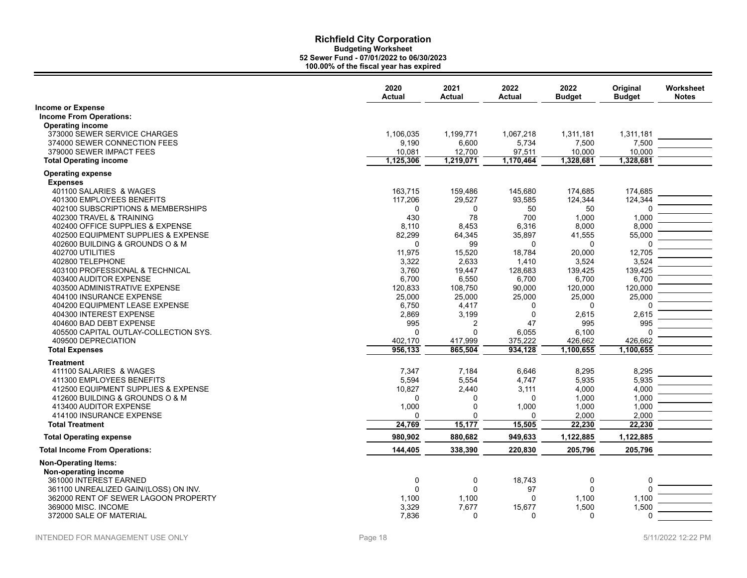# Richfield City Corporation

**Budgeting Worksheet**
**52 Sewer Fund - 07/01/2022 to 06/30/2023**
**100.00% of the fiscal year has expired**

| | 2020 Actual | 2021 Actual | 2022 Actual | 2022 Budget | Original Budget | Worksheet Notes |
|---|---|---|---|---|---|---|
| **Income or Expense** | | | | | | |
| **Income From Operations:** | | | | | | |
| **Operating income** | | | | | | |
| 373000 SEWER SERVICE CHARGES | 1,106,035 | 1,199,771 | 1,067,218 | 1,311,181 | 1,311,181 | |
| 374000 SEWER CONNECTION FEES | 9,190 | 6,600 | 5,734 | 7,500 | 7,500 | |
| 379000 SEWER IMPACT FEES | 10,081 | 12,700 | 97,511 | 10,000 | 10,000 | |
| **Total Operating income** | 1,125,306 | 1,219,071 | 1,170,464 | 1,328,681 | 1,328,681 | |
| **Operating expense** | | | | | | |
| **Expenses** | | | | | | |
| 401100 SALARIES & WAGES | 163,715 | 159,486 | 145,680 | 174,685 | 174,685 | |
| 401300 EMPLOYEES BENEFITS | 117,206 | 29,527 | 93,585 | 124,344 | 124,344 | |
| 402100 SUBSCRIPTIONS & MEMBERSHIPS | 0 | 0 | 50 | 50 | 0 | |
| 402300 TRAVEL & TRAINING | 430 | 78 | 700 | 1,000 | 1,000 | |
| 402400 OFFICE SUPPLIES & EXPENSE | 8,110 | 8,453 | 6,316 | 8,000 | 8,000 | |
| 402500 EQUIPMENT SUPPLIES & EXPENSE | 82,299 | 64,345 | 35,897 | 41,555 | 55,000 | |
| 402600 BUILDING & GROUNDS O & M | 0 | 99 | 0 | 0 | 0 | |
| 402700 UTILITIES | 11,975 | 15,520 | 18,784 | 20,000 | 12,705 | |
| 402800 TELEPHONE | 3,322 | 2,633 | 1,410 | 3,524 | 3,524 | |
| 403100 PROFESSIONAL & TECHNICAL | 3,760 | 19,447 | 128,683 | 139,425 | 139,425 | |
| 403400 AUDITOR EXPENSE | 6,700 | 6,550 | 6,700 | 6,700 | 6,700 | |
| 403500 ADMINISTRATIVE EXPENSE | 120,833 | 108,750 | 90,000 | 120,000 | 120,000 | |
| 404100 INSURANCE EXPENSE | 25,000 | 25,000 | 25,000 | 25,000 | 25,000 | |
| 404200 EQUIPMENT LEASE EXPENSE | 6,750 | 4,417 | 0 | 0 | 0 | |
| 404300 INTEREST EXPENSE | 2,869 | 3,199 | 0 | 2,615 | 2,615 | |
| 404600 BAD DEBT EXPENSE | 995 | 2 | 47 | 995 | 995 | |
| 405500 CAPITAL OUTLAY-COLLECTION SYS. | 0 | 0 | 6,055 | 6,100 | 0 | |
| 409500 DEPRECIATION | 402,170 | 417,999 | 375,222 | 426,662 | 426,662 | |
| **Total Expenses** | 956,133 | 865,504 | 934,128 | 1,100,655 | 1,100,655 | |
| **Treatment** | | | | | | |
| 411100 SALARIES & WAGES | 7,347 | 7,184 | 6,646 | 8,295 | 8,295 | |
| 411300 EMPLOYEES BENEFITS | 5,594 | 5,554 | 4,747 | 5,935 | 5,935 | |
| 412500 EQUIPMENT SUPPLIES & EXPENSE | 10,827 | 2,440 | 3,111 | 4,000 | 4,000 | |
| 412600 BUILDING & GROUNDS O & M | 0 | 0 | 0 | 1,000 | 1,000 | |
| 413400 AUDITOR EXPENSE | 1,000 | 0 | 1,000 | 1,000 | 1,000 | |
| 414100 INSURANCE EXPENSE | 0 | 0 | 0 | 2,000 | 2,000 | |
| **Total Treatment** | 24,769 | 15,177 | 15,505 | 22,230 | 22,230 | |
| **Total Operating expense** | 980,902 | 880,682 | 949,633 | 1,122,885 | 1,122,885 | |
| **Total Income From Operations:** | 144,405 | 338,390 | 220,830 | 205,796 | 205,796 | |
| **Non-Operating Items:** | | | | | | |
| **Non-operating income** | | | | | | |
| 361000 INTEREST EARNED | 0 | 0 | 18,743 | 0 | 0 | |
| 361100 UNREALIZED GAIN/(LOSS) ON INV. | 0 | 0 | 97 | 0 | 0 | |
| 362000 RENT OF SEWER LAGOON PROPERTY | 1,100 | 1,100 | 0 | 1,100 | 1,100 | |
| 369000 MISC. INCOME | 3,329 | 7,677 | 15,677 | 1,500 | 1,500 | |
| 372000 SALE OF MATERIAL | 7,836 | 0 | 0 | 0 | 0 | |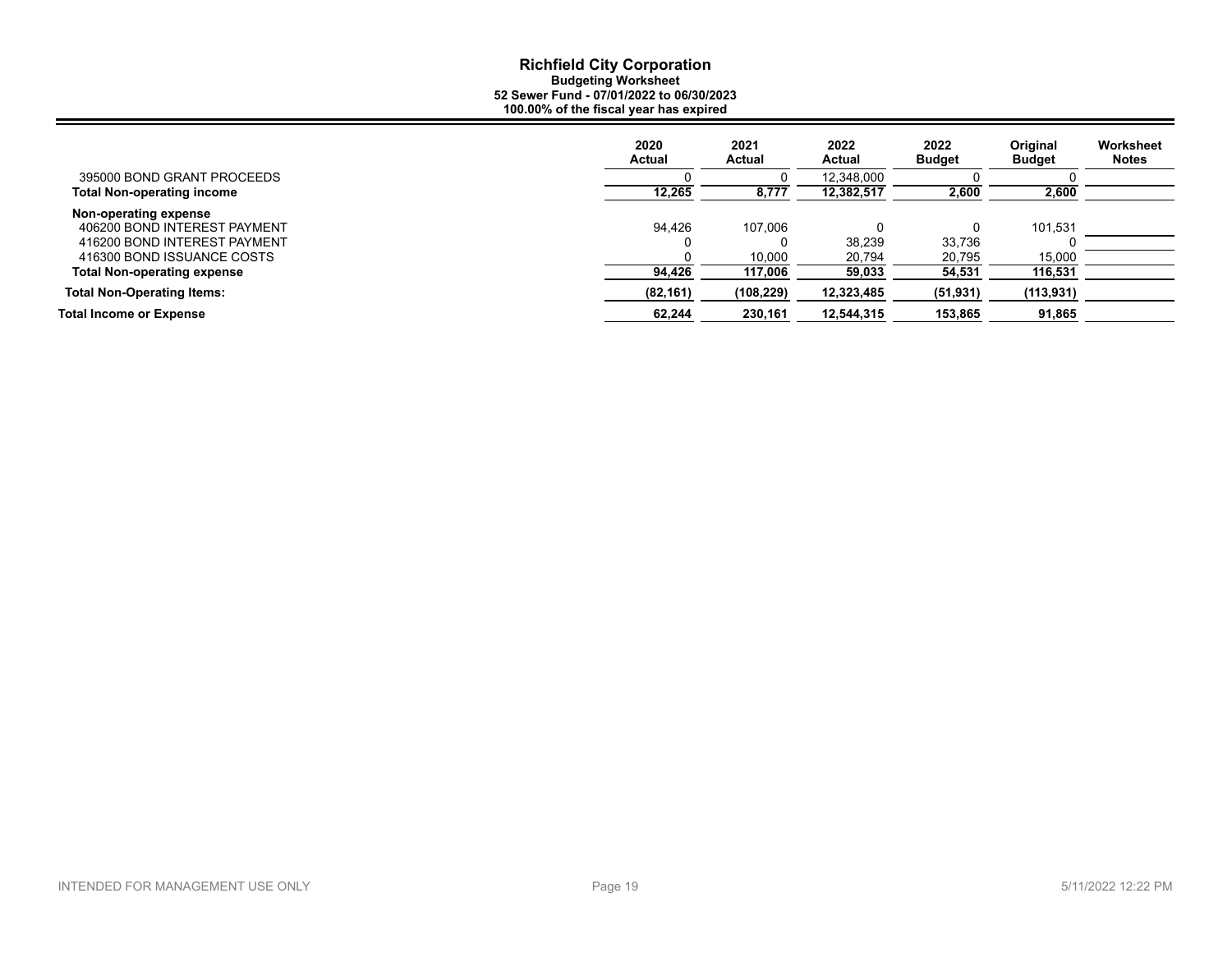# Richfield City Corporation

**Budgeting Worksheet**
**52 Sewer Fund - 07/01/2022 to 06/30/2023**
**100.00% of the fiscal year has expired**

| | 2020 Actual | 2021 Actual | 2022 Actual | 2022 Budget | Original Budget | Worksheet Notes |
|---|---|---|---|---|---|---|
| 395000 BOND GRANT PROCEEDS | 0 | 0 | 12,348,000 | 0 | 0 | |
| **Total Non-operating income** | **12,265** | **8,777** | **12,382,517** | **2,600** | **2,600** | |
| **Non-operating expense** | | | | | | |
| 406200 BOND INTEREST PAYMENT | 94,426 | 107,006 | 0 | 0 | 101,531 | |
| 416200 BOND INTEREST PAYMENT | 0 | 0 | 38,239 | 33,736 | 0 | |
| 416300 BOND ISSUANCE COSTS | 0 | 10,000 | 20,794 | 20,795 | 15,000 | |
| **Total Non-operating expense** | **94,426** | **117,006** | **59,033** | **54,531** | **116,531** | |
| **Total Non-Operating Items:** | **(82,161)** | **(108,229)** | **12,323,485** | **(51,931)** | **(113,931)** | |
| **Total Income or Expense** | **62,244** | **230,161** | **12,544,315** | **153,865** | **91,865** | |

INTENDED FOR MANAGEMENT USE ONLY

5/11/2022 12:22 PM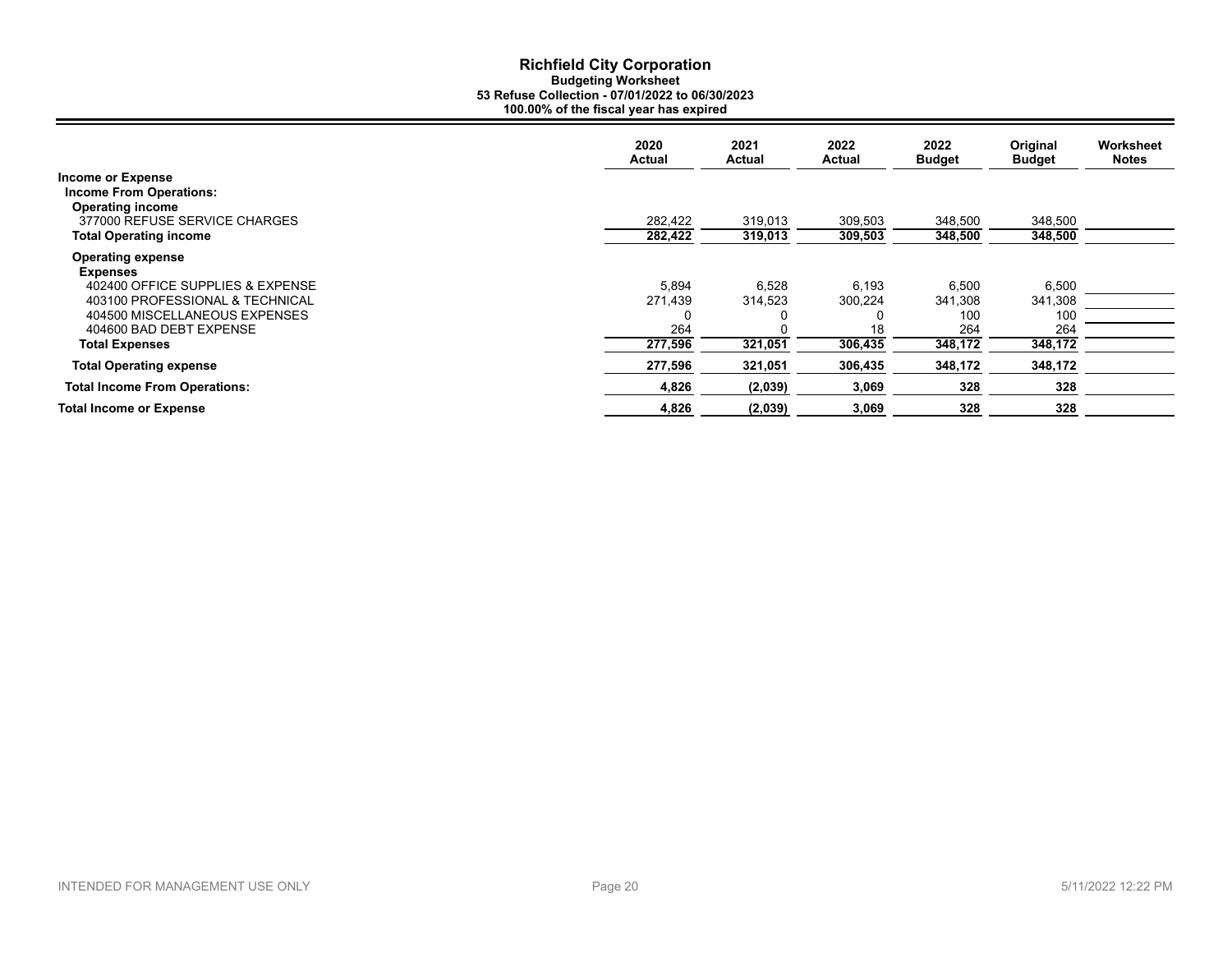# Richfield City Corporation

**Budgeting Worksheet**
**53 Refuse Collection - 07/01/2022 to 06/30/2023**
**100.00% of the fiscal year has expired**

| | 2020 Actual | 2021 Actual | 2022 Actual | 2022 Budget | Original Budget | Worksheet Notes |
|---|---|---|---|---|---|---|
| **Income or Expense** | | | | | | |
| **Income From Operations:** | | | | | | |
| **Operating income** | | | | | | |
| 377000 REFUSE SERVICE CHARGES | 282,422 | 319,013 | 309,503 | 348,500 | 348,500 | |
| **Total Operating income** | **282,422** | **319,013** | **309,503** | **348,500** | **348,500** | |
| **Operating expense** | | | | | | |
| **Expenses** | | | | | | |
| 402400 OFFICE SUPPLIES & EXPENSE | 5,894 | 6,528 | 6,193 | 6,500 | 6,500 | |
| 403100 PROFESSIONAL & TECHNICAL | 271,439 | 314,523 | 300,224 | 341,308 | 341,308 | |
| 404500 MISCELLANEOUS EXPENSES | 0 | 0 | 0 | 100 | 100 | |
| 404600 BAD DEBT EXPENSE | 264 | 0 | 18 | 264 | 264 | |
| **Total Expenses** | **277,596** | **321,051** | **306,435** | **348,172** | **348,172** | |
| **Total Operating expense** | **277,596** | **321,051** | **306,435** | **348,172** | **348,172** | |
| **Total Income From Operations:** | **4,826** | **(2,039)** | **3,069** | **328** | **328** | |
| **Total Income or Expense** | **4,826** | **(2,039)** | **3,069** | **328** | **328** | |

INTENDED FOR MANAGEMENT USE ONLY

5/11/2022 12:22 PM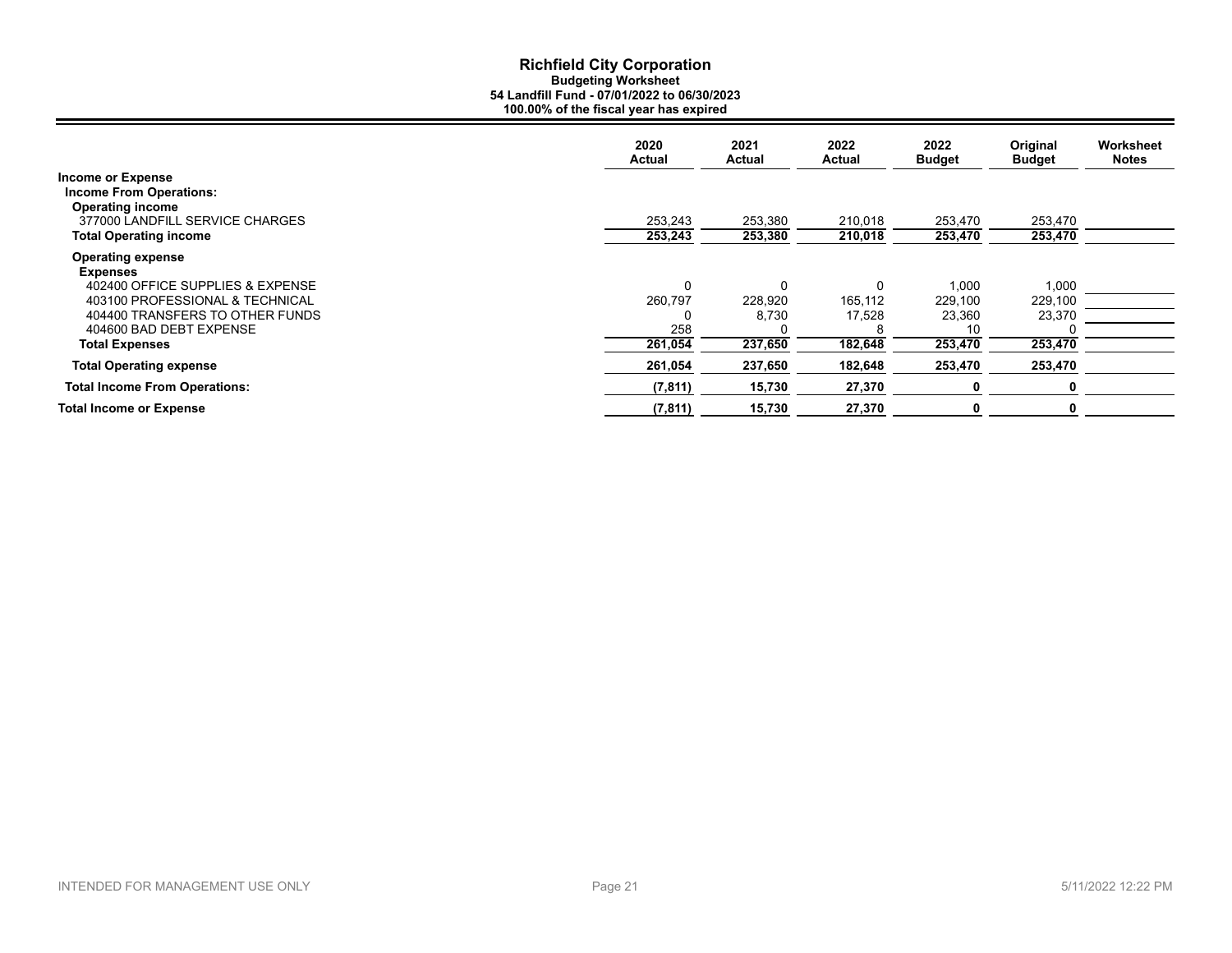# Richfield City Corporation

**Budgeting Worksheet**

**54 Landfill Fund - 07/01/2022 to 06/30/2023**

**100.00% of the fiscal year has expired**

| | 2020 Actual | 2021 Actual | 2022 Actual | 2022 Budget | Original Budget | Worksheet Notes |
|---|---|---|---|---|---|---|
| **Income or Expense** | | | | | | |
| **Income From Operations:** | | | | | | |
| **Operating income** | | | | | | |
| 377000 LANDFILL SERVICE CHARGES | 253,243 | 253,380 | 210,018 | 253,470 | 253,470 | |
| **Total Operating income** | **253,243** | **253,380** | **210,018** | **253,470** | **253,470** | |
| **Operating expense** | | | | | | |
| **Expenses** | | | | | | |
| 402400 OFFICE SUPPLIES & EXPENSE | 0 | 0 | 0 | 1,000 | 1,000 | |
| 403100 PROFESSIONAL & TECHNICAL | 260,797 | 228,920 | 165,112 | 229,100 | 229,100 | |
| 404400 TRANSFERS TO OTHER FUNDS | 0 | 8,730 | 17,528 | 23,360 | 23,370 | |
| 404600 BAD DEBT EXPENSE | 258 | 0 | 8 | 10 | 0 | |
| **Total Expenses** | **261,054** | **237,650** | **182,648** | **253,470** | **253,470** | |
| **Total Operating expense** | **261,054** | **237,650** | **182,648** | **253,470** | **253,470** | |
| **Total Income From Operations:** | **(7,811)** | **15,730** | **27,370** | **0** | **0** | |
| **Total Income or Expense** | **(7,811)** | **15,730** | **27,370** | **0** | **0** | |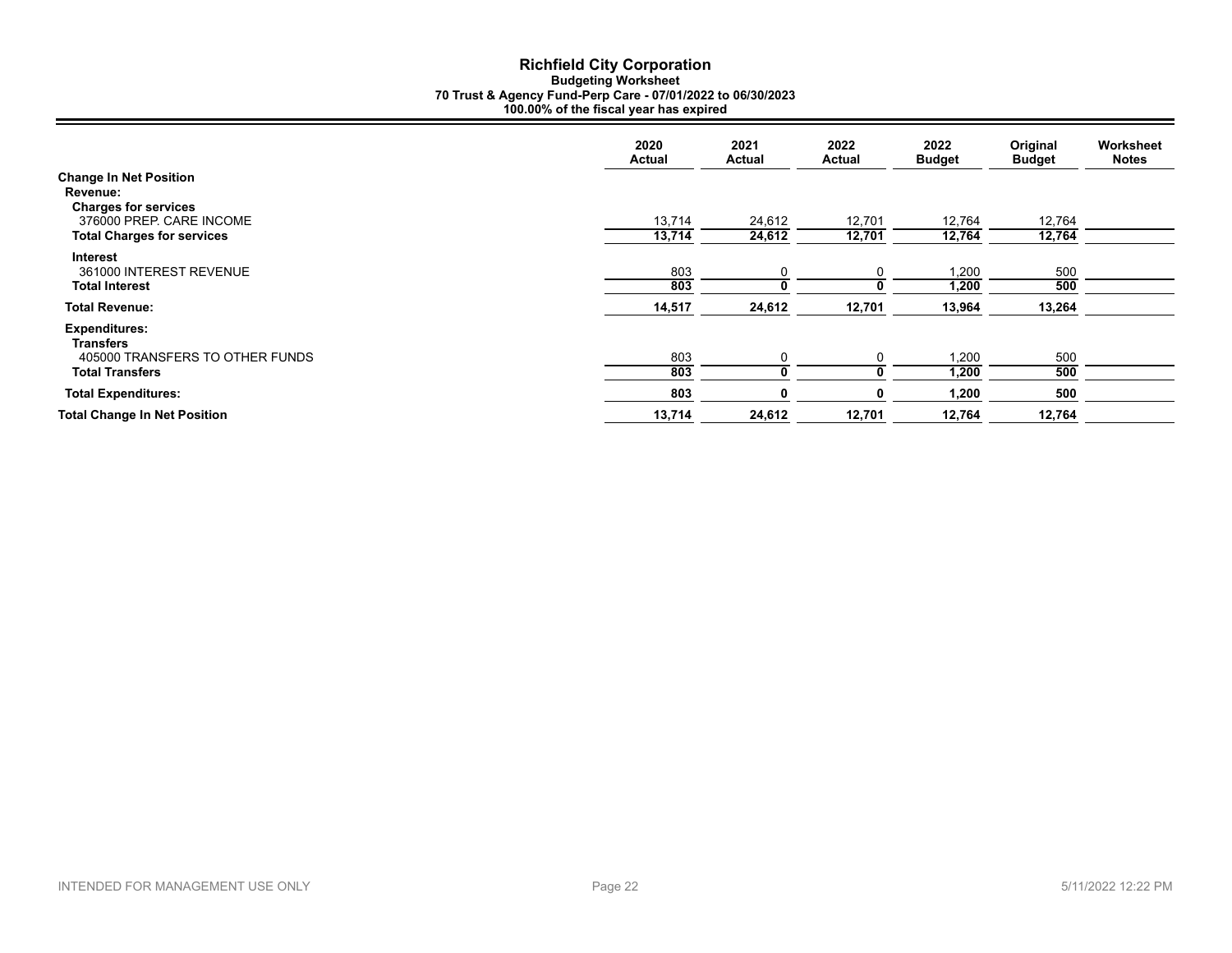# Richfield City Corporation

**Budgeting Worksheet**
**70 Trust & Agency Fund-Perp Care - 07/01/2022 to 06/30/2023**
**100.00% of the fiscal year has expired**

| | 2020 Actual | 2021 Actual | 2022 Actual | 2022 Budget | Original Budget | Worksheet Notes |
|---|---|---|---|---|---|---|
| **Change In Net Position** | | | | | | |
| **Revenue:** | | | | | | |
| **Charges for services** | | | | | | |
| 376000 PREP. CARE INCOME | 13,714 | 24,612 | 12,701 | 12,764 | 12,764 | |
| **Total Charges for services** | 13,714 | 24,612 | 12,701 | 12,764 | 12,764 | |
| **Interest** | | | | | | |
| 361000 INTEREST REVENUE | 803 | 0 | 0 | 1,200 | 500 | |
| **Total Interest** | 803 | 0 | 0 | 1,200 | 500 | |
| **Total Revenue:** | 14,517 | 24,612 | 12,701 | 13,964 | 13,264 | |
| **Expenditures:** | | | | | | |
| **Transfers** | | | | | | |
| 405000 TRANSFERS TO OTHER FUNDS | 803 | 0 | 0 | 1,200 | 500 | |
| **Total Transfers** | 803 | 0 | 0 | 1,200 | 500 | |
| **Total Expenditures:** | 803 | 0 | 0 | 1,200 | 500 | |
| **Total Change In Net Position** | 13,714 | 24,612 | 12,701 | 12,764 | 12,764 | |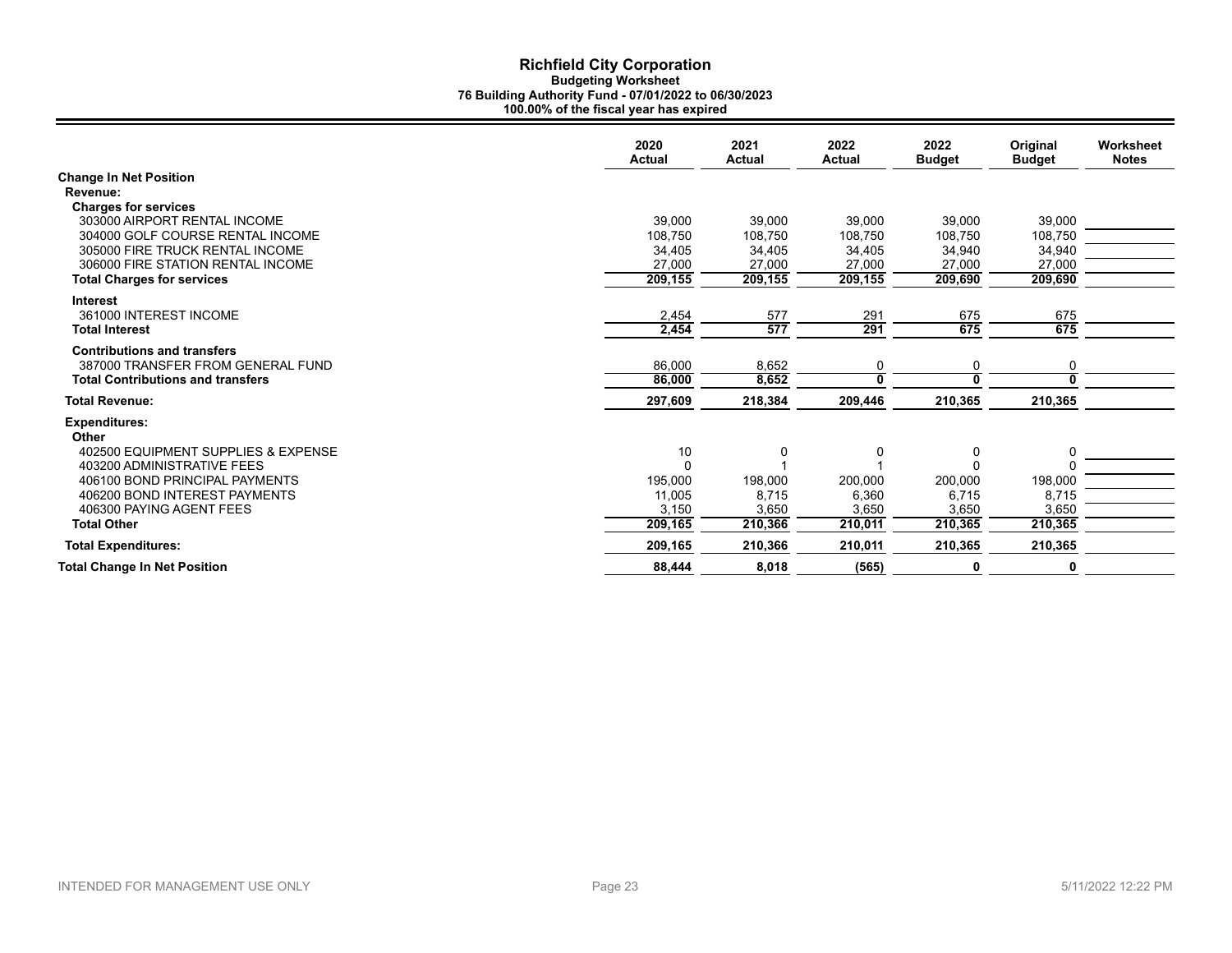# Richfield City Corporation

**Budgeting Worksheet**
**76 Building Authority Fund - 07/01/2022 to 06/30/2023**
**100.00% of the fiscal year has expired**

| | 2020 Actual | 2021 Actual | 2022 Actual | 2022 Budget | Original Budget | Worksheet Notes |
|---|---|---|---|---|---|---|
| **Change In Net Position** | | | | | | |
| **Revenue:** | | | | | | |
| **Charges for services** | | | | | | |
| 303000 AIRPORT RENTAL INCOME | 39,000 | 39,000 | 39,000 | 39,000 | 39,000 | |
| 304000 GOLF COURSE RENTAL INCOME | 108,750 | 108,750 | 108,750 | 108,750 | 108,750 | |
| 305000 FIRE TRUCK RENTAL INCOME | 34,405 | 34,405 | 34,405 | 34,940 | 34,940 | |
| 306000 FIRE STATION RENTAL INCOME | 27,000 | 27,000 | 27,000 | 27,000 | 27,000 | |
| **Total Charges for services** | **209,155** | **209,155** | **209,155** | **209,690** | **209,690** | |
| **Interest** | | | | | | |
| 361000 INTEREST INCOME | 2,454 | 577 | 291 | 675 | 675 | |
| **Total Interest** | **2,454** | **577** | **291** | **675** | **675** | |
| **Contributions and transfers** | | | | | | |
| 387000 TRANSFER FROM GENERAL FUND | 86,000 | 8,652 | 0 | 0 | 0 | |
| **Total Contributions and transfers** | **86,000** | **8,652** | **0** | **0** | **0** | |
| **Total Revenue:** | **297,609** | **218,384** | **209,446** | **210,365** | **210,365** | |
| **Expenditures:** | | | | | | |
| **Other** | | | | | | |
| 402500 EQUIPMENT SUPPLIES & EXPENSE | 10 | 0 | 0 | 0 | 0 | |
| 403200 ADMINISTRATIVE FEES | 0 | 1 | 1 | 0 | 0 | |
| 406100 BOND PRINCIPAL PAYMENTS | 195,000 | 198,000 | 200,000 | 200,000 | 198,000 | |
| 406200 BOND INTEREST PAYMENTS | 11,005 | 8,715 | 6,360 | 6,715 | 8,715 | |
| 406300 PAYING AGENT FEES | 3,150 | 3,650 | 3,650 | 3,650 | 3,650 | |
| **Total Other** | **209,165** | **210,366** | **210,011** | **210,365** | **210,365** | |
| **Total Expenditures:** | **209,165** | **210,366** | **210,011** | **210,365** | **210,365** | |
| **Total Change In Net Position** | **88,444** | **8,018** | **(565)** | **0** | **0** | |

INTENDED FOR MANAGEMENT USE ONLY

5/11/2022 12:22 PM